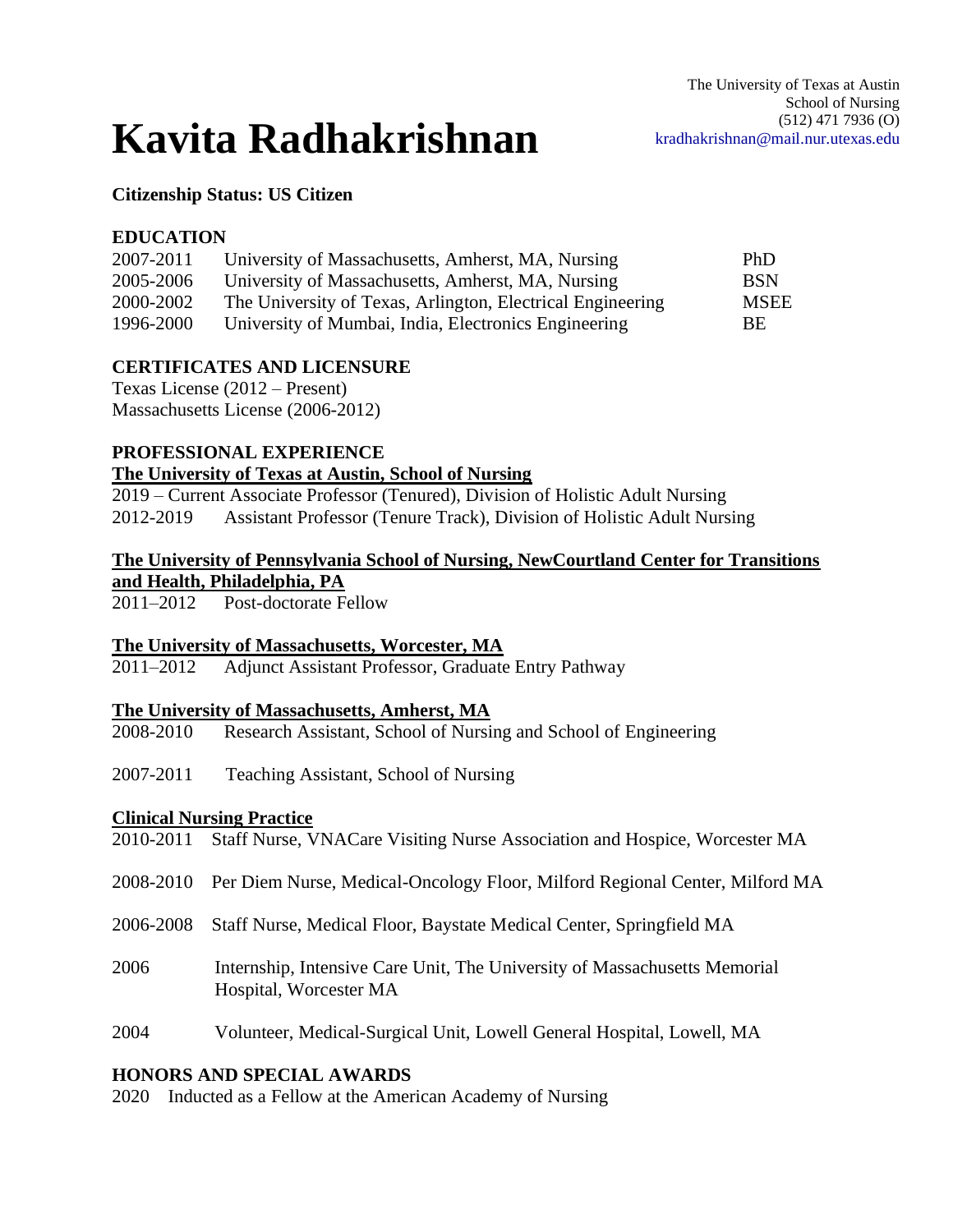The University of Texas at Austin
School of Nursing
(512) 471 7936 (O)
kradhakrishnan@mail.nur.utexas.edu

# Kavita Radhakrishnan

**Citizenship Status: US Citizen**

## EDUCATION

| | | |
|---|---|---|
| 2007-2011 | University of Massachusetts, Amherst, MA, Nursing | PhD |
| 2005-2006 | University of Massachusetts, Amherst, MA, Nursing | BSN |
| 2000-2002 | The University of Texas, Arlington, Electrical Engineering | MSEE |
| 1996-2000 | University of Mumbai, India, Electronics Engineering | BE |

## CERTIFICATES AND LICENSURE

Texas License (2012 – Present)
Massachusetts License (2006-2012)

## PROFESSIONAL EXPERIENCE

**The University of Texas at Austin, School of Nursing**

2019 – Current Associate Professor (Tenured), Division of Holistic Adult Nursing
2012-2019 Assistant Professor (Tenure Track), Division of Holistic Adult Nursing

**The University of Pennsylvania School of Nursing, NewCourtland Center for Transitions and Health, Philadelphia, PA**

2011–2012 Post-doctorate Fellow

**The University of Massachusetts, Worcester, MA**

2011–2012 Adjunct Assistant Professor, Graduate Entry Pathway

**The University of Massachusetts, Amherst, MA**

2008-2010 Research Assistant, School of Nursing and School of Engineering

2007-2011 Teaching Assistant, School of Nursing

**Clinical Nursing Practice**

2010-2011 Staff Nurse, VNACare Visiting Nurse Association and Hospice, Worcester MA

2008-2010 Per Diem Nurse, Medical-Oncology Floor, Milford Regional Center, Milford MA

2006-2008 Staff Nurse, Medical Floor, Baystate Medical Center, Springfield MA

2006 Internship, Intensive Care Unit, The University of Massachusetts Memorial Hospital, Worcester MA

2004 Volunteer, Medical-Surgical Unit, Lowell General Hospital, Lowell, MA

## HONORS AND SPECIAL AWARDS

2020 Inducted as a Fellow at the American Academy of Nursing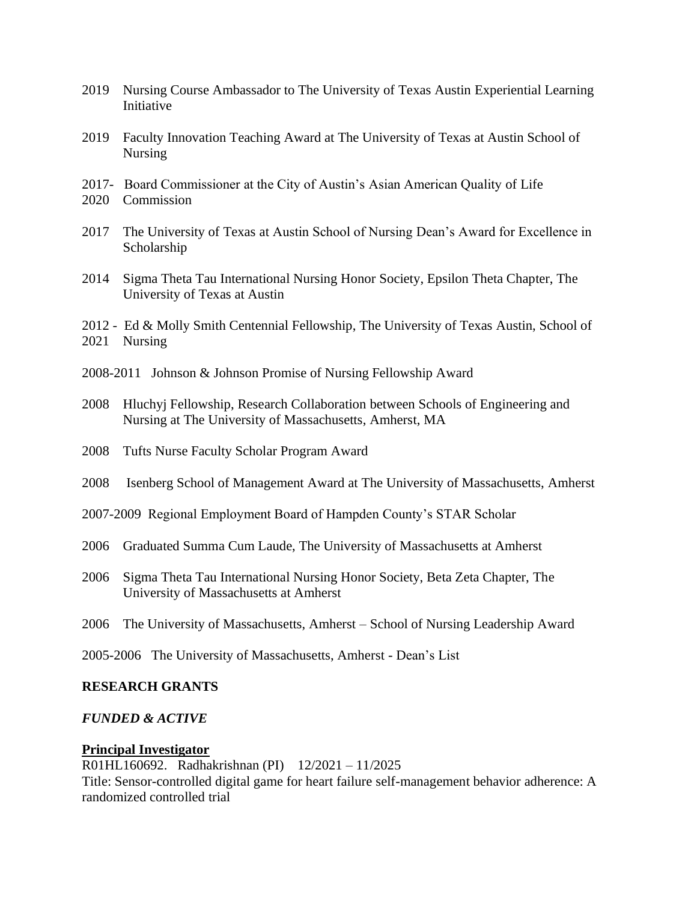2019 Nursing Course Ambassador to The University of Texas Austin Experiential Learning Initiative

2019 Faculty Innovation Teaching Award at The University of Texas at Austin School of Nursing

2017- 2020 Board Commissioner at the City of Austin's Asian American Quality of Life Commission

2017 The University of Texas at Austin School of Nursing Dean's Award for Excellence in Scholarship

2014 Sigma Theta Tau International Nursing Honor Society, Epsilon Theta Chapter, The University of Texas at Austin

2012 - 2021 Ed & Molly Smith Centennial Fellowship, The University of Texas Austin, School of Nursing

2008-2011 Johnson & Johnson Promise of Nursing Fellowship Award

2008 Hluchyj Fellowship, Research Collaboration between Schools of Engineering and Nursing at The University of Massachusetts, Amherst, MA

2008 Tufts Nurse Faculty Scholar Program Award

2008 Isenberg School of Management Award at The University of Massachusetts, Amherst

2007-2009 Regional Employment Board of Hampden County's STAR Scholar

2006 Graduated Summa Cum Laude, The University of Massachusetts at Amherst

2006 Sigma Theta Tau International Nursing Honor Society, Beta Zeta Chapter, The University of Massachusetts at Amherst

2006 The University of Massachusetts, Amherst – School of Nursing Leadership Award

2005-2006 The University of Massachusetts, Amherst - Dean's List

## RESEARCH GRANTS

### *FUNDED & ACTIVE*

**Principal Investigator**

R01HL160692. Radhakrishnan (PI) 12/2021 – 11/2025
Title: Sensor-controlled digital game for heart failure self-management behavior adherence: A randomized controlled trial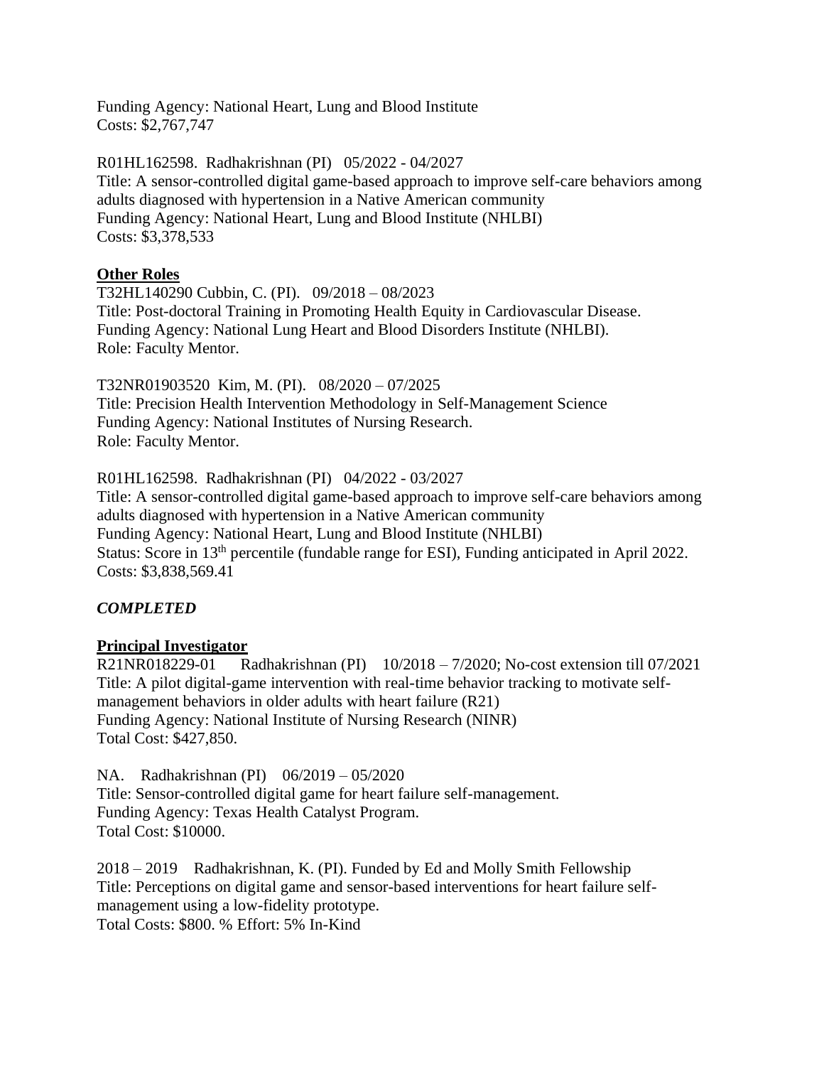Funding Agency: National Heart, Lung and Blood Institute
Costs: $2,767,747

R01HL162598. Radhakrishnan (PI) 05/2022 - 04/2027
Title: A sensor-controlled digital game-based approach to improve self-care behaviors among adults diagnosed with hypertension in a Native American community
Funding Agency: National Heart, Lung and Blood Institute (NHLBI)
Costs: $3,378,533

**Other Roles**

T32HL140290 Cubbin, C. (PI). 09/2018 – 08/2023
Title: Post-doctoral Training in Promoting Health Equity in Cardiovascular Disease.
Funding Agency: National Lung Heart and Blood Disorders Institute (NHLBI).
Role: Faculty Mentor.

T32NR01903520 Kim, M. (PI). 08/2020 – 07/2025
Title: Precision Health Intervention Methodology in Self-Management Science
Funding Agency: National Institutes of Nursing Research.
Role: Faculty Mentor.

R01HL162598. Radhakrishnan (PI) 04/2022 - 03/2027
Title: A sensor-controlled digital game-based approach to improve self-care behaviors among adults diagnosed with hypertension in a Native American community
Funding Agency: National Heart, Lung and Blood Institute (NHLBI)
Status: Score in 13th percentile (fundable range for ESI), Funding anticipated in April 2022.
Costs: $3,838,569.41

***COMPLETED***

**Principal Investigator**

R21NR018229-01 Radhakrishnan (PI) 10/2018 – 7/2020; No-cost extension till 07/2021
Title: A pilot digital-game intervention with real-time behavior tracking to motivate self-management behaviors in older adults with heart failure (R21)
Funding Agency: National Institute of Nursing Research (NINR)
Total Cost: $427,850.

NA. Radhakrishnan (PI) 06/2019 – 05/2020
Title: Sensor-controlled digital game for heart failure self-management.
Funding Agency: Texas Health Catalyst Program.
Total Cost: $10000.

2018 – 2019 Radhakrishnan, K. (PI). Funded by Ed and Molly Smith Fellowship
Title: Perceptions on digital game and sensor-based interventions for heart failure self-management using a low-fidelity prototype.
Total Costs: $800. % Effort: 5% In-Kind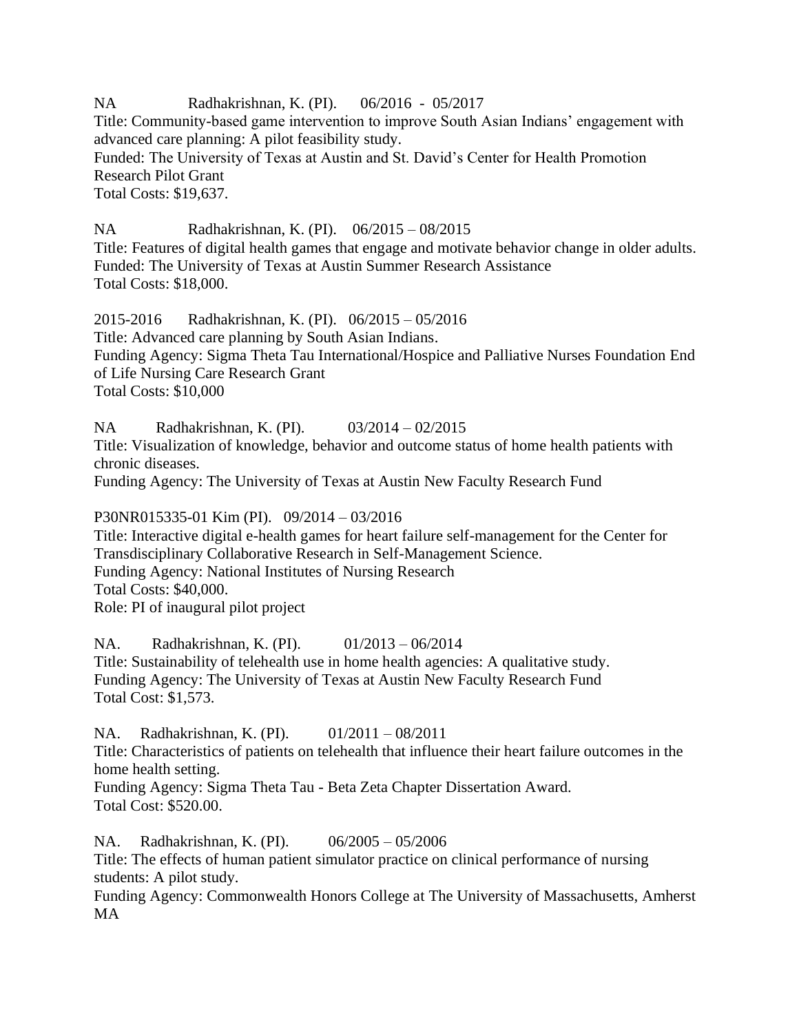NA Radhakrishnan, K. (PI). 06/2016 - 05/2017
Title: Community-based game intervention to improve South Asian Indians' engagement with advanced care planning: A pilot feasibility study.
Funded: The University of Texas at Austin and St. David's Center for Health Promotion Research Pilot Grant
Total Costs: $19,637.

NA Radhakrishnan, K. (PI). 06/2015 – 08/2015
Title: Features of digital health games that engage and motivate behavior change in older adults.
Funded: The University of Texas at Austin Summer Research Assistance
Total Costs: $18,000.

2015-2016 Radhakrishnan, K. (PI). 06/2015 – 05/2016
Title: Advanced care planning by South Asian Indians.
Funding Agency: Sigma Theta Tau International/Hospice and Palliative Nurses Foundation End of Life Nursing Care Research Grant
Total Costs: $10,000

NA Radhakrishnan, K. (PI). 03/2014 – 02/2015
Title: Visualization of knowledge, behavior and outcome status of home health patients with chronic diseases.
Funding Agency: The University of Texas at Austin New Faculty Research Fund

P30NR015335-01 Kim (PI). 09/2014 – 03/2016
Title: Interactive digital e-health games for heart failure self-management for the Center for Transdisciplinary Collaborative Research in Self-Management Science.
Funding Agency: National Institutes of Nursing Research
Total Costs: $40,000.
Role: PI of inaugural pilot project

NA. Radhakrishnan, K. (PI). 01/2013 – 06/2014
Title: Sustainability of telehealth use in home health agencies: A qualitative study.
Funding Agency: The University of Texas at Austin New Faculty Research Fund
Total Cost: $1,573.

NA. Radhakrishnan, K. (PI). 01/2011 – 08/2011
Title: Characteristics of patients on telehealth that influence their heart failure outcomes in the home health setting.
Funding Agency: Sigma Theta Tau - Beta Zeta Chapter Dissertation Award.
Total Cost: $520.00.

NA. Radhakrishnan, K. (PI). 06/2005 – 05/2006
Title: The effects of human patient simulator practice on clinical performance of nursing students: A pilot study.
Funding Agency: Commonwealth Honors College at The University of Massachusetts, Amherst MA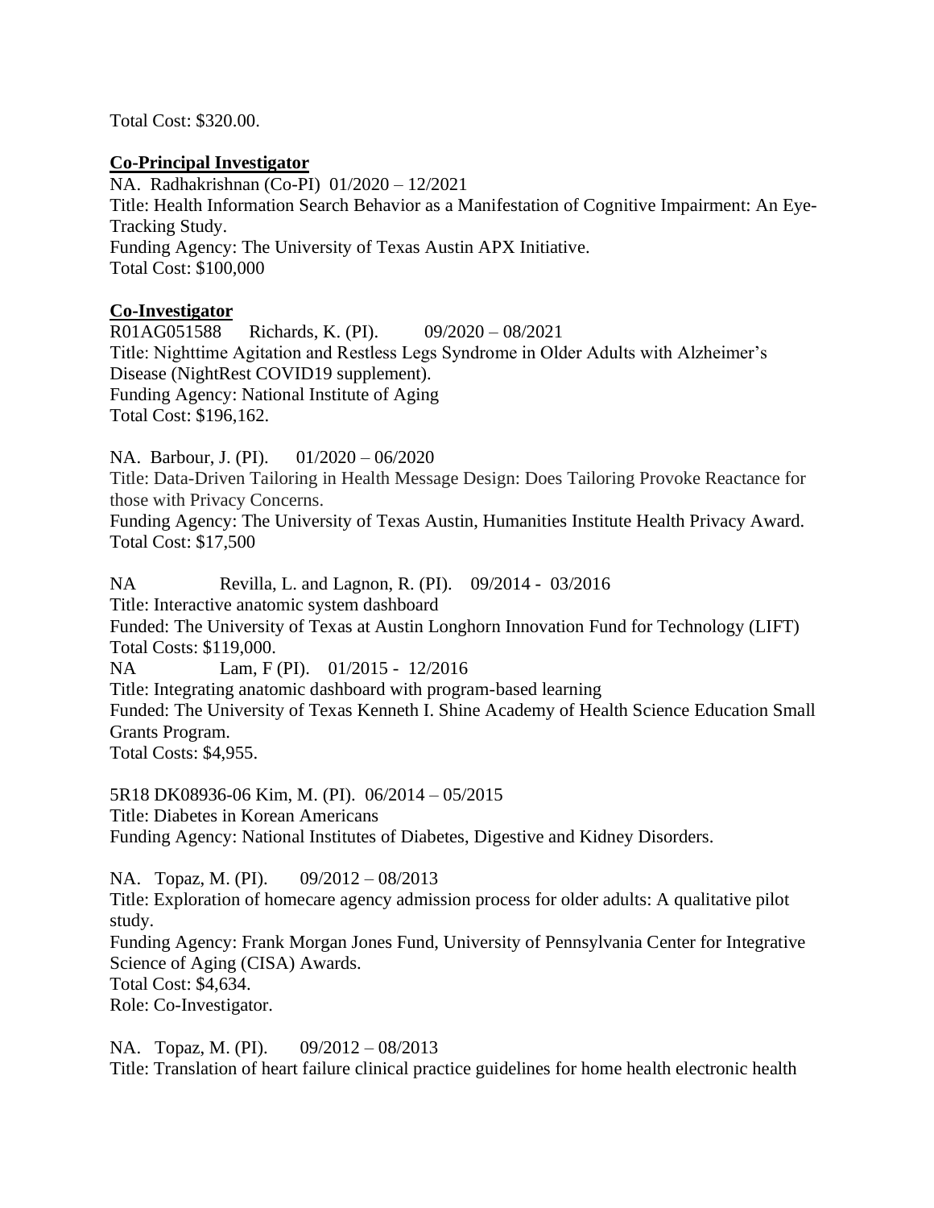Total Cost: $320.00.

**Co-Principal Investigator**

NA. Radhakrishnan (Co-PI) 01/2020 – 12/2021
Title: Health Information Search Behavior as a Manifestation of Cognitive Impairment: An Eye-Tracking Study.
Funding Agency: The University of Texas Austin APX Initiative.
Total Cost: $100,000

**Co-Investigator**

R01AG051588 Richards, K. (PI). 09/2020 – 08/2021
Title: Nighttime Agitation and Restless Legs Syndrome in Older Adults with Alzheimer's Disease (NightRest COVID19 supplement).
Funding Agency: National Institute of Aging
Total Cost: $196,162.

NA. Barbour, J. (PI). 01/2020 – 06/2020
Title: Data-Driven Tailoring in Health Message Design: Does Tailoring Provoke Reactance for those with Privacy Concerns.
Funding Agency: The University of Texas Austin, Humanities Institute Health Privacy Award.
Total Cost: $17,500

NA Revilla, L. and Lagnon, R. (PI). 09/2014 - 03/2016
Title: Interactive anatomic system dashboard
Funded: The University of Texas at Austin Longhorn Innovation Fund for Technology (LIFT)
Total Costs: $119,000.
NA Lam, F (PI). 01/2015 - 12/2016
Title: Integrating anatomic dashboard with program-based learning
Funded: The University of Texas Kenneth I. Shine Academy of Health Science Education Small Grants Program.
Total Costs: $4,955.

5R18 DK08936-06 Kim, M. (PI). 06/2014 – 05/2015
Title: Diabetes in Korean Americans
Funding Agency: National Institutes of Diabetes, Digestive and Kidney Disorders.

NA. Topaz, M. (PI). 09/2012 – 08/2013
Title: Exploration of homecare agency admission process for older adults: A qualitative pilot study.
Funding Agency: Frank Morgan Jones Fund, University of Pennsylvania Center for Integrative Science of Aging (CISA) Awards.
Total Cost: $4,634.
Role: Co-Investigator.

NA. Topaz, M. (PI). 09/2012 – 08/2013
Title: Translation of heart failure clinical practice guidelines for home health electronic health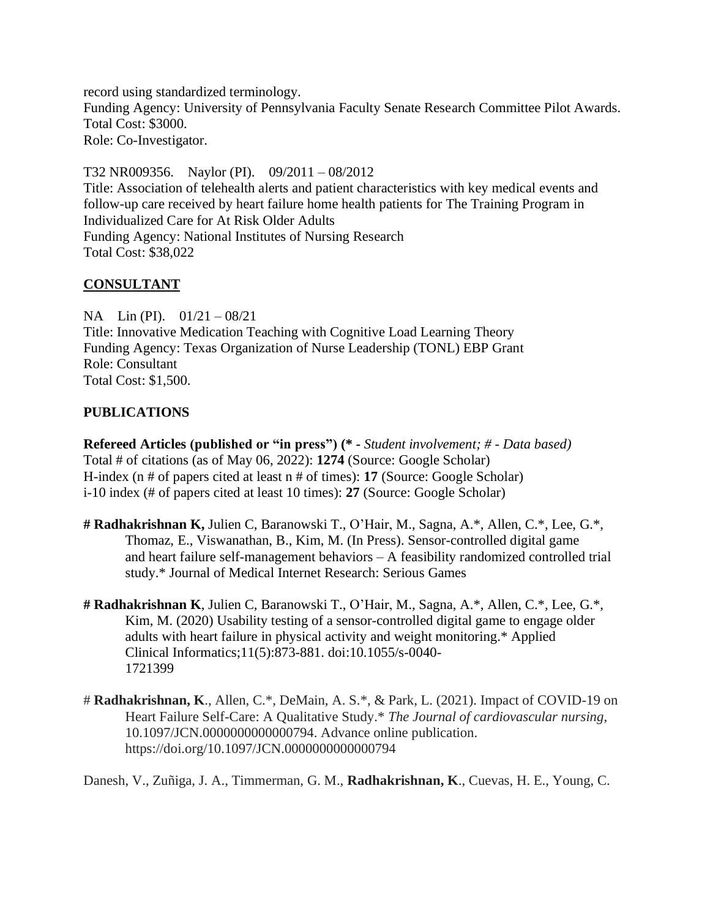record using standardized terminology.
Funding Agency: University of Pennsylvania Faculty Senate Research Committee Pilot Awards.
Total Cost: $3000.
Role: Co-Investigator.

T32 NR009356. Naylor (PI). 09/2011 – 08/2012
Title: Association of telehealth alerts and patient characteristics with key medical events and follow-up care received by heart failure home health patients for The Training Program in Individualized Care for At Risk Older Adults
Funding Agency: National Institutes of Nursing Research
Total Cost: $38,022

## CONSULTANT

NA Lin (PI). 01/21 – 08/21
Title: Innovative Medication Teaching with Cognitive Load Learning Theory
Funding Agency: Texas Organization of Nurse Leadership (TONL) EBP Grant
Role: Consultant
Total Cost: $1,500.

## PUBLICATIONS

**Refereed Articles (published or "in press") (\*** - *Student involvement; # - Data based)*
Total # of citations (as of May 06, 2022): **1274** (Source: Google Scholar)
H-index (n # of papers cited at least n # of times): **17** (Source: Google Scholar)
i-10 index (# of papers cited at least 10 times): **27** (Source: Google Scholar)

**# Radhakrishnan K,** Julien C, Baranowski T., O'Hair, M., Sagna, A.\*, Allen, C.\*, Lee, G.\*, Thomaz, E., Viswanathan, B., Kim, M. (In Press). Sensor-controlled digital game and heart failure self-management behaviors – A feasibility randomized controlled trial study.\* Journal of Medical Internet Research: Serious Games

**# Radhakrishnan K**, Julien C, Baranowski T., O'Hair, M., Sagna, A.\*, Allen, C.\*, Lee, G.\*, Kim, M. (2020) Usability testing of a sensor-controlled digital game to engage older adults with heart failure in physical activity and weight monitoring.\* Applied Clinical Informatics;11(5):873-881. doi:10.1055/s-0040-1721399

# **Radhakrishnan, K**., Allen, C.\*, DeMain, A. S.\*, & Park, L. (2021). Impact of COVID-19 on Heart Failure Self-Care: A Qualitative Study.\* *The Journal of cardiovascular nursing*, 10.1097/JCN.0000000000000794. Advance online publication. https://doi.org/10.1097/JCN.0000000000000794

Danesh, V., Zuñiga, J. A., Timmerman, G. M., **Radhakrishnan, K**., Cuevas, H. E., Young, C.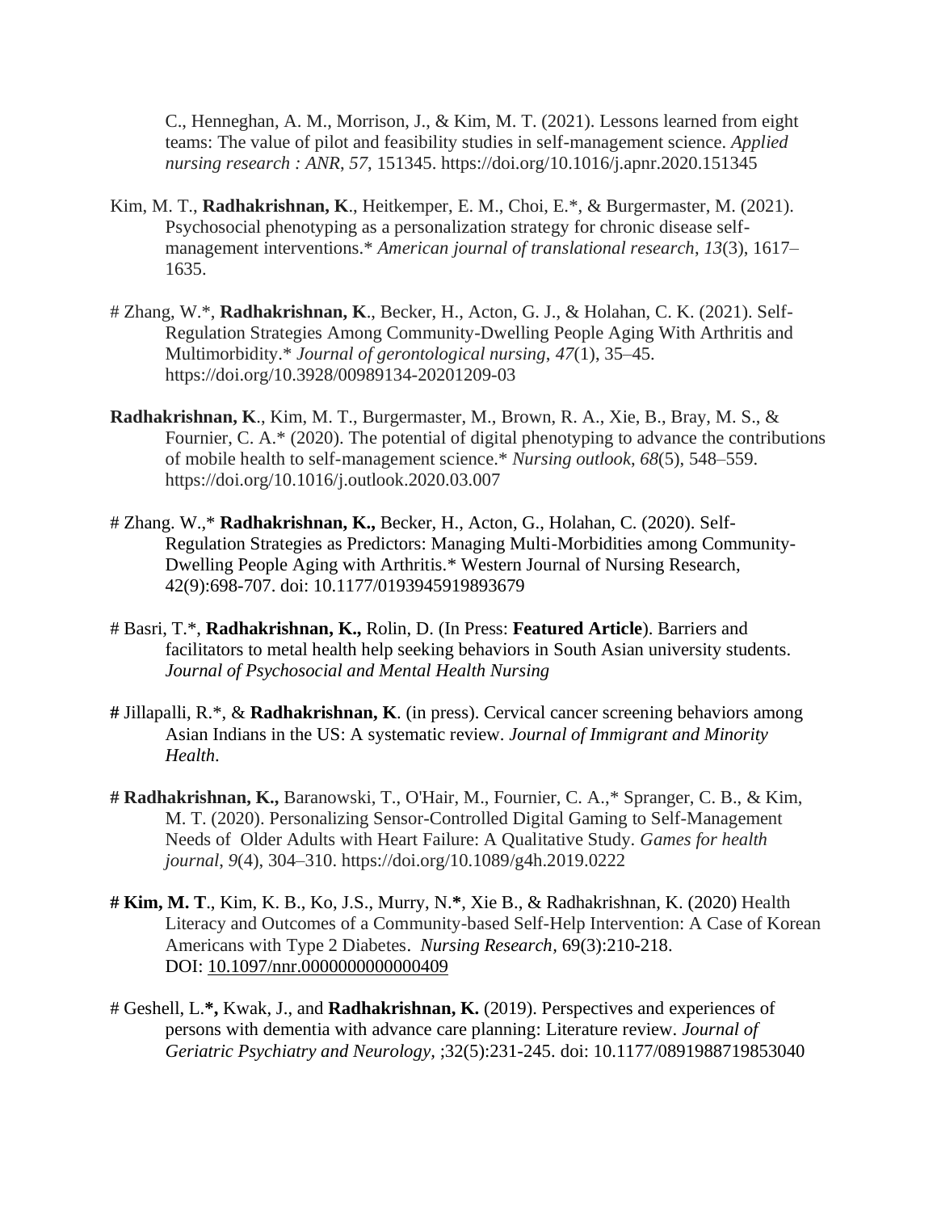C., Henneghan, A. M., Morrison, J., & Kim, M. T. (2021). Lessons learned from eight teams: The value of pilot and feasibility studies in self-management science. *Applied nursing research : ANR*, *57*, 151345. https://doi.org/10.1016/j.apnr.2020.151345

Kim, M. T., **Radhakrishnan, K**., Heitkemper, E. M., Choi, E.*, & Burgermaster, M. (2021). Psychosocial phenotyping as a personalization strategy for chronic disease self-management interventions.* *American journal of translational research*, *13*(3), 1617–1635.

# Zhang, W.*, **Radhakrishnan, K**., Becker, H., Acton, G. J., & Holahan, C. K. (2021). Self-Regulation Strategies Among Community-Dwelling People Aging With Arthritis and Multimorbidity.* *Journal of gerontological nursing*, *47*(1), 35–45. https://doi.org/10.3928/00989134-20201209-03

**Radhakrishnan, K**., Kim, M. T., Burgermaster, M., Brown, R. A., Xie, B., Bray, M. S., & Fournier, C. A.* (2020). The potential of digital phenotyping to advance the contributions of mobile health to self-management science.* *Nursing outlook*, *68*(5), 548–559. https://doi.org/10.1016/j.outlook.2020.03.007

# Zhang. W.,* **Radhakrishnan, K.,** Becker, H., Acton, G., Holahan, C. (2020). Self-Regulation Strategies as Predictors: Managing Multi-Morbidities among Community-Dwelling People Aging with Arthritis.* Western Journal of Nursing Research, 42(9):698-707. doi: 10.1177/0193945919893679

# Basri, T.*, **Radhakrishnan, K.,** Rolin, D. (In Press: **Featured Article**). Barriers and facilitators to metal health help seeking behaviors in South Asian university students. *Journal of Psychosocial and Mental Health Nursing*

**#** Jillapalli, R.*, & **Radhakrishnan, K**. (in press). Cervical cancer screening behaviors among Asian Indians in the US: A systematic review. *Journal of Immigrant and Minority Health.*

**# Radhakrishnan, K.,** Baranowski, T., O'Hair, M., Fournier, C. A.,* Spranger, C. B., & Kim, M. T. (2020). Personalizing Sensor-Controlled Digital Gaming to Self-Management Needs of Older Adults with Heart Failure: A Qualitative Study. *Games for health journal*, *9*(4), 304–310. https://doi.org/10.1089/g4h.2019.0222

**# Kim, M. T**., Kim, K. B., Ko, J.S., Murry, N.**\***, Xie B., & Radhakrishnan, K. (2020) Health Literacy and Outcomes of a Community-based Self-Help Intervention: A Case of Korean Americans with Type 2 Diabetes. *Nursing Research*, 69(3):210-218. DOI: 10.1097/nnr.0000000000000409

# Geshell, L.**\*,** Kwak, J., and **Radhakrishnan, K.** (2019). Perspectives and experiences of persons with dementia with advance care planning: Literature review. *Journal of Geriatric Psychiatry and Neurology*, ;32(5):231-245. doi: 10.1177/0891988719853040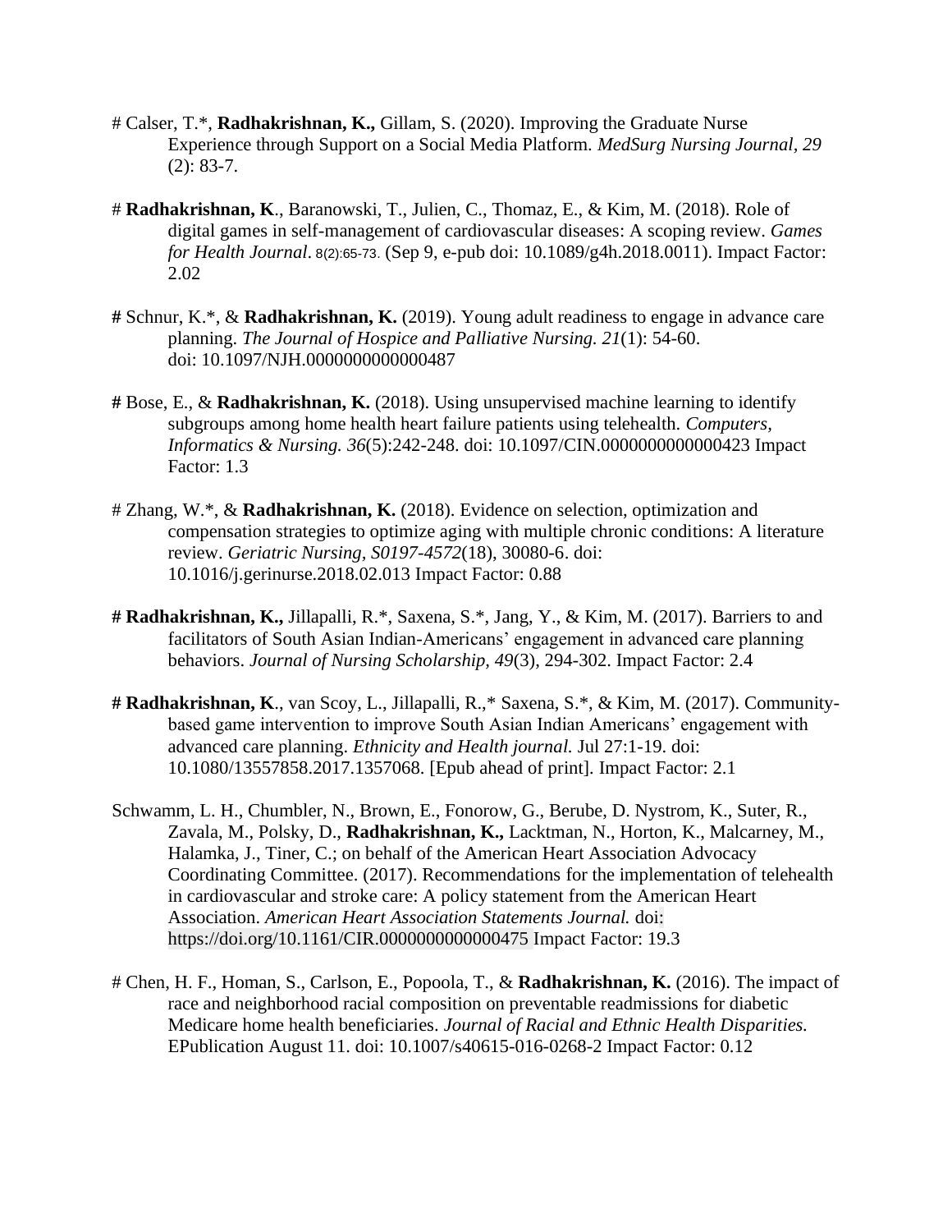# Calser, T.*, **Radhakrishnan, K.,** Gillam, S. (2020). Improving the Graduate Nurse Experience through Support on a Social Media Platform. *MedSurg Nursing Journal, 29* (2): 83-7.

# **Radhakrishnan, K**., Baranowski, T., Julien, C., Thomaz, E., & Kim, M. (2018). Role of digital games in self-management of cardiovascular diseases: A scoping review. *Games for Health Journal*. 8(2):65-73. (Sep 9, e-pub doi: 10.1089/g4h.2018.0011). Impact Factor: 2.02

**#** Schnur, K.*, & **Radhakrishnan, K.** (2019). Young adult readiness to engage in advance care planning. *The Journal of Hospice and Palliative Nursing. 21*(1): 54-60. doi: 10.1097/NJH.0000000000000487

**#** Bose, E., & **Radhakrishnan, K.** (2018). Using unsupervised machine learning to identify subgroups among home health heart failure patients using telehealth. *Computers, Informatics & Nursing. 36*(5):242-248. doi: 10.1097/CIN.0000000000000423 Impact Factor: 1.3

# Zhang, W.*, & **Radhakrishnan, K.** (2018). Evidence on selection, optimization and compensation strategies to optimize aging with multiple chronic conditions: A literature review. *Geriatric Nursing, S0197-4572*(18), 30080-6. doi: 10.1016/j.gerinurse.2018.02.013 Impact Factor: 0.88

**# Radhakrishnan, K.,** Jillapalli, R.*, Saxena, S.*, Jang, Y., & Kim, M. (2017). Barriers to and facilitators of South Asian Indian-Americans' engagement in advanced care planning behaviors. *Journal of Nursing Scholarship, 49*(3), 294-302. Impact Factor: 2.4

**# Radhakrishnan, K**., van Scoy, L., Jillapalli, R.,* Saxena, S.*, & Kim, M. (2017). Community-based game intervention to improve South Asian Indian Americans' engagement with advanced care planning. *Ethnicity and Health journal.* Jul 27:1-19. doi: 10.1080/13557858.2017.1357068. [Epub ahead of print]. Impact Factor: 2.1

Schwamm, L. H., Chumbler, N., Brown, E., Fonorow, G., Berube, D. Nystrom, K., Suter, R., Zavala, M., Polsky, D., **Radhakrishnan, K.,** Lacktman, N., Horton, K., Malcarney, M., Halamka, J., Tiner, C.; on behalf of the American Heart Association Advocacy Coordinating Committee. (2017). Recommendations for the implementation of telehealth in cardiovascular and stroke care: A policy statement from the American Heart Association. *American Heart Association Statements Journal.* doi: https://doi.org/10.1161/CIR.0000000000000475 Impact Factor: 19.3

# Chen, H. F., Homan, S., Carlson, E., Popoola, T., & **Radhakrishnan, K.** (2016). The impact of race and neighborhood racial composition on preventable readmissions for diabetic Medicare home health beneficiaries. *Journal of Racial and Ethnic Health Disparities.* EPublication August 11. doi: 10.1007/s40615-016-0268-2 Impact Factor: 0.12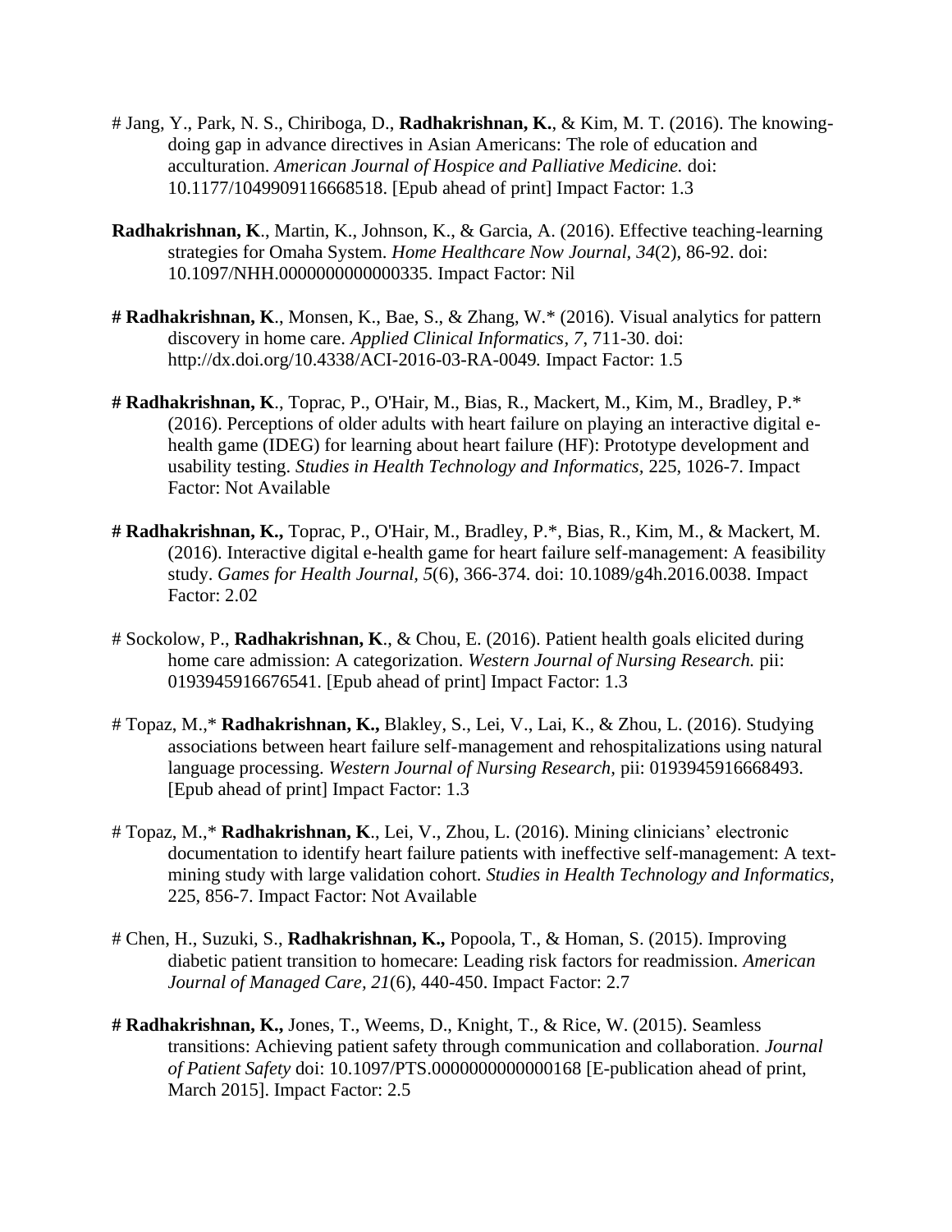# Jang, Y., Park, N. S., Chiriboga, D., **Radhakrishnan, K.**, & Kim, M. T. (2016). The knowing-doing gap in advance directives in Asian Americans: The role of education and acculturation. *American Journal of Hospice and Palliative Medicine.* doi: 10.1177/1049909116668518. [Epub ahead of print] Impact Factor: 1.3

**Radhakrishnan, K**., Martin, K., Johnson, K., & Garcia, A. (2016). Effective teaching-learning strategies for Omaha System. *Home Healthcare Now Journal*, *34*(2), 86-92. doi: 10.1097/NHH.0000000000000335. Impact Factor: Nil

**# Radhakrishnan, K**., Monsen, K., Bae, S., & Zhang, W.* (2016). Visual analytics for pattern discovery in home care. *Applied Clinical Informatics*, *7*, 711-30. doi: http://dx.doi.org/10.4338/ACI-2016-03-RA-0049. Impact Factor: 1.5

**# Radhakrishnan, K**., Toprac, P., O'Hair, M., Bias, R., Mackert, M., Kim, M., Bradley, P.* (2016). Perceptions of older adults with heart failure on playing an interactive digital e-health game (IDEG) for learning about heart failure (HF): Prototype development and usability testing. *Studies in Health Technology and Informatics*, 225, 1026-7. Impact Factor: Not Available

**# Radhakrishnan, K.,** Toprac, P., O'Hair, M., Bradley, P.*, Bias, R., Kim, M., & Mackert, M. (2016). Interactive digital e-health game for heart failure self-management: A feasibility study. *Games for Health Journal, 5*(6), 366-374. doi: 10.1089/g4h.2016.0038. Impact Factor: 2.02

# Sockolow, P., **Radhakrishnan, K**., & Chou, E. (2016). Patient health goals elicited during home care admission: A categorization. *Western Journal of Nursing Research.* pii: 0193945916676541. [Epub ahead of print] Impact Factor: 1.3

# Topaz, M.,* **Radhakrishnan, K.,** Blakley, S., Lei, V., Lai, K., & Zhou, L. (2016). Studying associations between heart failure self-management and rehospitalizations using natural language processing. *Western Journal of Nursing Research*, pii: 0193945916668493. [Epub ahead of print] Impact Factor: 1.3

# Topaz, M.,* **Radhakrishnan, K**., Lei, V., Zhou, L. (2016). Mining clinicians' electronic documentation to identify heart failure patients with ineffective self-management: A text-mining study with large validation cohort. *Studies in Health Technology and Informatics,* 225, 856-7. Impact Factor: Not Available

# Chen, H., Suzuki, S., **Radhakrishnan, K.,** Popoola, T., & Homan, S. (2015). Improving diabetic patient transition to homecare: Leading risk factors for readmission. *American Journal of Managed Care, 21*(6), 440-450. Impact Factor: 2.7

**# Radhakrishnan, K.,** Jones, T., Weems, D., Knight, T., & Rice, W. (2015). Seamless transitions: Achieving patient safety through communication and collaboration. *Journal of Patient Safety* doi: 10.1097/PTS.0000000000000168 [E-publication ahead of print, March 2015]. Impact Factor: 2.5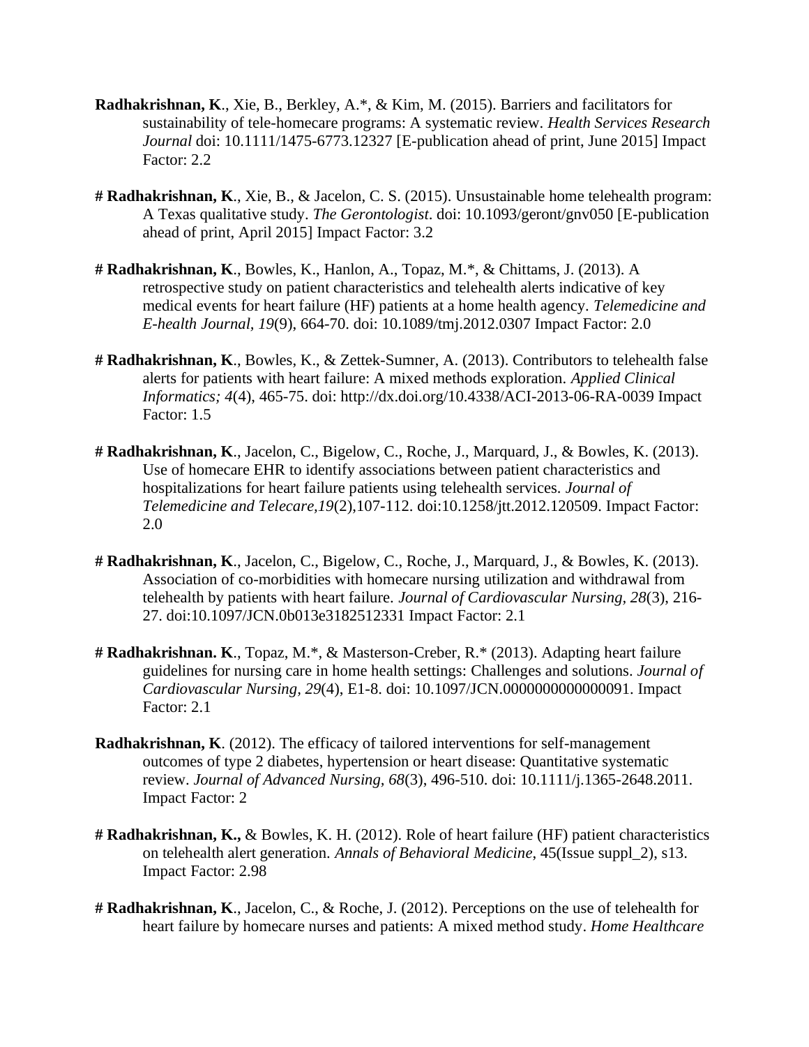**Radhakrishnan, K**., Xie, B., Berkley, A.*, & Kim, M. (2015). Barriers and facilitators for sustainability of tele-homecare programs: A systematic review. *Health Services Research Journal* doi: 10.1111/1475-6773.12327 [E-publication ahead of print, June 2015] Impact Factor: 2.2

# **Radhakrishnan, K**., Xie, B., & Jacelon, C. S. (2015). Unsustainable home telehealth program: A Texas qualitative study. *The Gerontologist*. doi: 10.1093/geront/gnv050 [E-publication ahead of print, April 2015] Impact Factor: 3.2

# **Radhakrishnan, K**., Bowles, K., Hanlon, A., Topaz, M.*, & Chittams, J. (2013). A retrospective study on patient characteristics and telehealth alerts indicative of key medical events for heart failure (HF) patients at a home health agency. *Telemedicine and E-health Journal, 19*(9), 664-70. doi: 10.1089/tmj.2012.0307 Impact Factor: 2.0

# **Radhakrishnan, K**., Bowles, K., & Zettek-Sumner, A. (2013). Contributors to telehealth false alerts for patients with heart failure: A mixed methods exploration. *Applied Clinical Informatics; 4*(4), 465-75. doi: http://dx.doi.org/10.4338/ACI-2013-06-RA-0039 Impact Factor: 1.5

# **Radhakrishnan, K**., Jacelon, C., Bigelow, C., Roche, J., Marquard, J., & Bowles, K. (2013). Use of homecare EHR to identify associations between patient characteristics and hospitalizations for heart failure patients using telehealth services. *Journal of Telemedicine and Telecare,19*(2),107-112. doi:10.1258/jtt.2012.120509. Impact Factor: 2.0

# **Radhakrishnan, K**., Jacelon, C., Bigelow, C., Roche, J., Marquard, J., & Bowles, K. (2013). Association of co-morbidities with homecare nursing utilization and withdrawal from telehealth by patients with heart failure. *Journal of Cardiovascular Nursing, 28*(3), 216-27. doi:10.1097/JCN.0b013e3182512331 Impact Factor: 2.1

# **Radhakrishnan. K**., Topaz, M.*, & Masterson-Creber, R.* (2013). Adapting heart failure guidelines for nursing care in home health settings: Challenges and solutions. *Journal of Cardiovascular Nursing, 29*(4), E1-8. doi: 10.1097/JCN.0000000000000091. Impact Factor: 2.1

**Radhakrishnan, K**. (2012). The efficacy of tailored interventions for self-management outcomes of type 2 diabetes, hypertension or heart disease: Quantitative systematic review. *Journal of Advanced Nursing, 68*(3), 496-510. doi: 10.1111/j.1365-2648.2011. Impact Factor: 2

# **Radhakrishnan, K.,** & Bowles, K. H. (2012). Role of heart failure (HF) patient characteristics on telehealth alert generation. *Annals of Behavioral Medicine*, 45(Issue suppl_2), s13. Impact Factor: 2.98

# **Radhakrishnan, K**., Jacelon, C., & Roche, J. (2012). Perceptions on the use of telehealth for heart failure by homecare nurses and patients: A mixed method study. *Home Healthcare*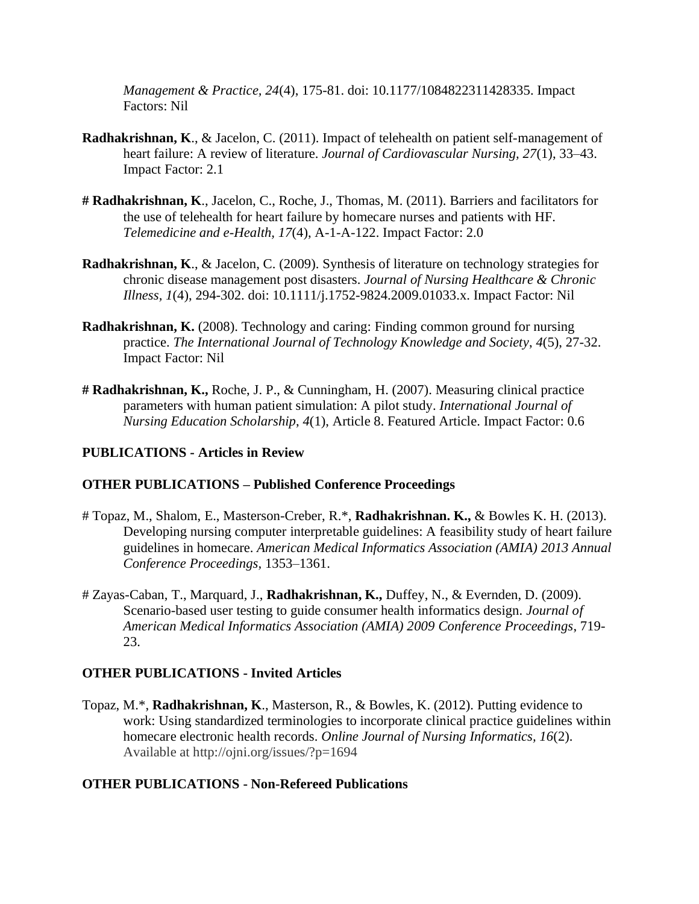*Management & Practice, 24*(4), 175-81. doi: 10.1177/1084822311428335. Impact Factors: Nil

**Radhakrishnan, K**., & Jacelon, C. (2011). Impact of telehealth on patient self-management of heart failure: A review of literature. *Journal of Cardiovascular Nursing, 27*(1), 33–43. Impact Factor: 2.1

**# Radhakrishnan, K**., Jacelon, C., Roche, J., Thomas, M. (2011). Barriers and facilitators for the use of telehealth for heart failure by homecare nurses and patients with HF. *Telemedicine and e-Health, 17*(4), A-1-A-122. Impact Factor: 2.0

**Radhakrishnan, K**., & Jacelon, C. (2009). Synthesis of literature on technology strategies for chronic disease management post disasters. *Journal of Nursing Healthcare & Chronic Illness, 1*(4), 294-302. doi: 10.1111/j.1752-9824.2009.01033.x. Impact Factor: Nil

**Radhakrishnan, K.** (2008). Technology and caring: Finding common ground for nursing practice. *The International Journal of Technology Knowledge and Society*, *4*(5), 27-32. Impact Factor: Nil

**# Radhakrishnan, K.,** Roche, J. P., & Cunningham, H. (2007). Measuring clinical practice parameters with human patient simulation: A pilot study. *International Journal of Nursing Education Scholarship*, *4*(1), Article 8. Featured Article. Impact Factor: 0.6

**PUBLICATIONS - Articles in Review**

**OTHER PUBLICATIONS – Published Conference Proceedings**

# Topaz, M., Shalom, E., Masterson-Creber, R.*, **Radhakrishnan. K.,** & Bowles K. H. (2013). Developing nursing computer interpretable guidelines: A feasibility study of heart failure guidelines in homecare. *American Medical Informatics Association (AMIA) 2013 Annual Conference Proceedings*, 1353–1361.

# Zayas-Caban, T., Marquard, J., **Radhakrishnan, K.,** Duffey, N., & Evernden, D. (2009). Scenario-based user testing to guide consumer health informatics design. *Journal of American Medical Informatics Association (AMIA) 2009 Conference Proceedings*, 719-23.

**OTHER PUBLICATIONS - Invited Articles**

Topaz, M.*, **Radhakrishnan, K**., Masterson, R., & Bowles, K. (2012). Putting evidence to work: Using standardized terminologies to incorporate clinical practice guidelines within homecare electronic health records. *Online Journal of Nursing Informatics, 16*(2). Available at http://ojni.org/issues/?p=1694

**OTHER PUBLICATIONS - Non-Refereed Publications**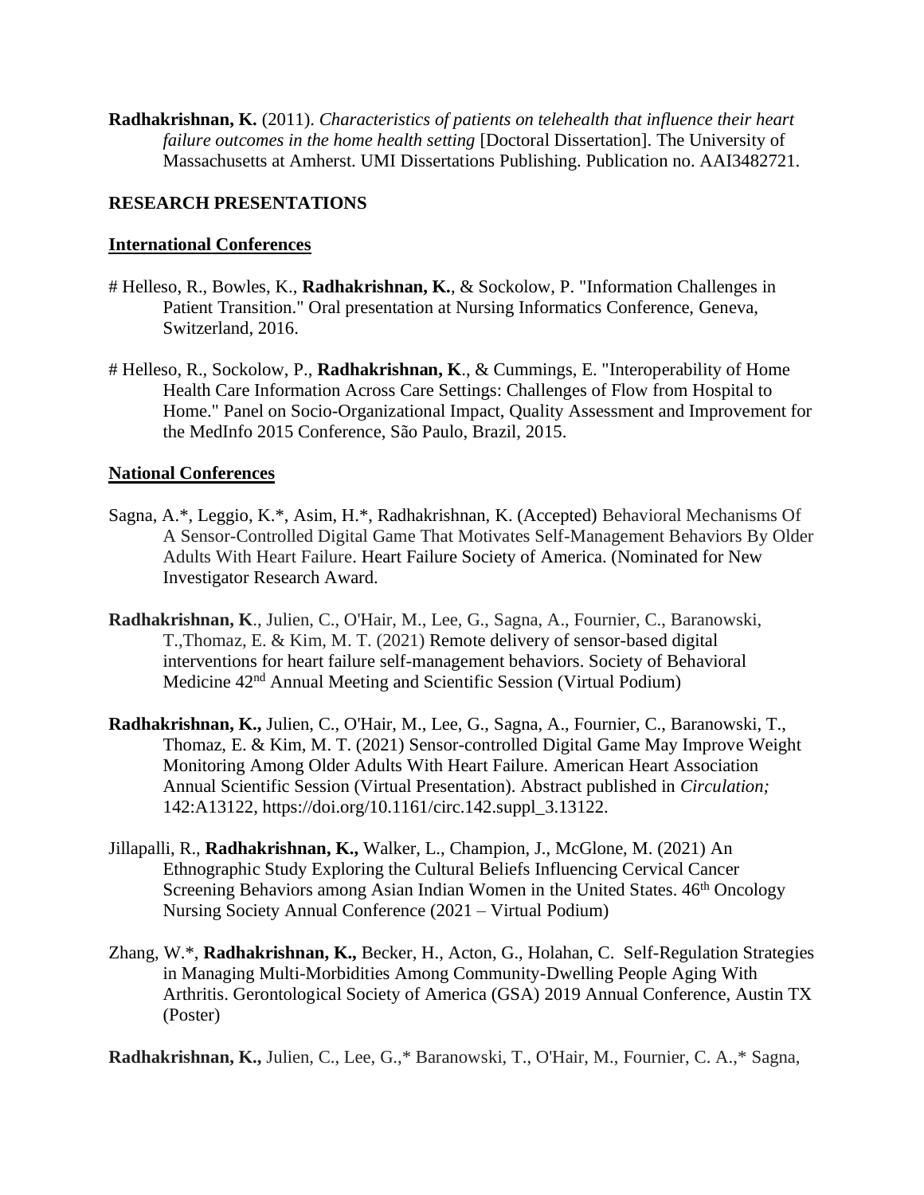**Radhakrishnan, K.** (2011). *Characteristics of patients on telehealth that influence their heart failure outcomes in the home health setting* [Doctoral Dissertation]. The University of Massachusetts at Amherst. UMI Dissertations Publishing. Publication no. AAI3482721.

## RESEARCH PRESENTATIONS

### International Conferences

# Helleso, R., Bowles, K., **Radhakrishnan, K.**, & Sockolow, P. "Information Challenges in Patient Transition." Oral presentation at Nursing Informatics Conference, Geneva, Switzerland, 2016.

# Helleso, R., Sockolow, P., **Radhakrishnan, K**., & Cummings, E. "Interoperability of Home Health Care Information Across Care Settings: Challenges of Flow from Hospital to Home." Panel on Socio-Organizational Impact, Quality Assessment and Improvement for the MedInfo 2015 Conference, São Paulo, Brazil, 2015.

### National Conferences

Sagna, A.*, Leggio, K.*, Asim, H.*, Radhakrishnan, K. (Accepted) Behavioral Mechanisms Of A Sensor-Controlled Digital Game That Motivates Self-Management Behaviors By Older Adults With Heart Failure. Heart Failure Society of America. (Nominated for New Investigator Research Award.

**Radhakrishnan, K**., Julien, C., O'Hair, M., Lee, G., Sagna, A., Fournier, C., Baranowski, T.,Thomaz, E. & Kim, M. T. (2021) Remote delivery of sensor-based digital interventions for heart failure self-management behaviors. Society of Behavioral Medicine 42nd Annual Meeting and Scientific Session (Virtual Podium)

**Radhakrishnan, K.,** Julien, C., O'Hair, M., Lee, G., Sagna, A., Fournier, C., Baranowski, T., Thomaz, E. & Kim, M. T. (2021) Sensor-controlled Digital Game May Improve Weight Monitoring Among Older Adults With Heart Failure. American Heart Association Annual Scientific Session (Virtual Presentation). Abstract published in *Circulation;* 142:A13122, https://doi.org/10.1161/circ.142.suppl_3.13122.

Jillapalli, R., **Radhakrishnan, K.,** Walker, L., Champion, J., McGlone, M. (2021) An Ethnographic Study Exploring the Cultural Beliefs Influencing Cervical Cancer Screening Behaviors among Asian Indian Women in the United States. 46th Oncology Nursing Society Annual Conference (2021 – Virtual Podium)

Zhang, W.*, **Radhakrishnan, K.,** Becker, H., Acton, G., Holahan, C. Self-Regulation Strategies in Managing Multi-Morbidities Among Community-Dwelling People Aging With Arthritis. Gerontological Society of America (GSA) 2019 Annual Conference, Austin TX (Poster)

**Radhakrishnan, K.,** Julien, C., Lee, G.,* Baranowski, T., O'Hair, M., Fournier, C. A.,* Sagna,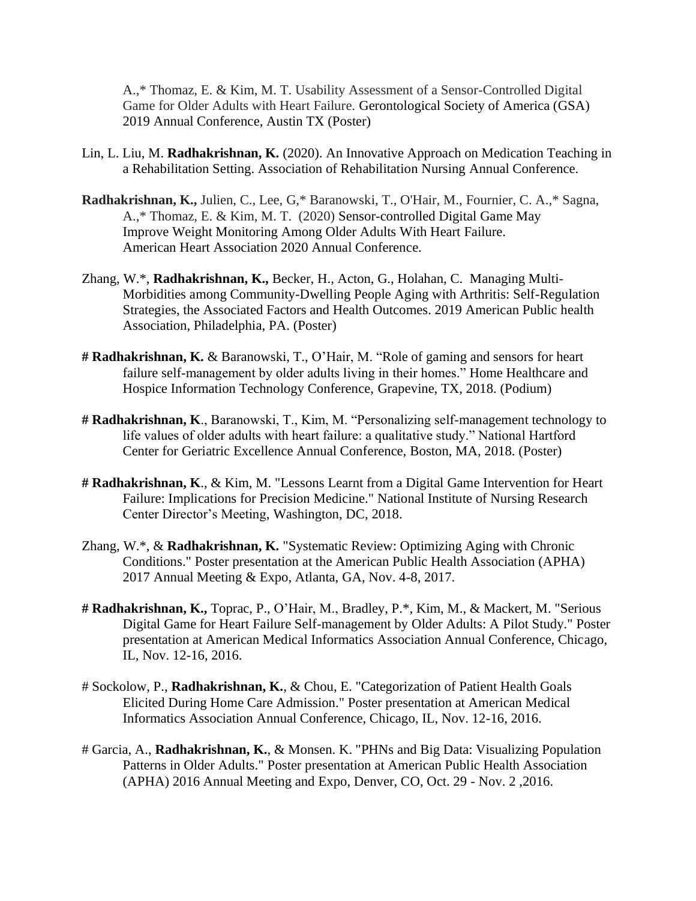A.,* Thomaz, E. & Kim, M. T. Usability Assessment of a Sensor-Controlled Digital Game for Older Adults with Heart Failure. Gerontological Society of America (GSA) 2019 Annual Conference, Austin TX (Poster)

Lin, L. Liu, M. **Radhakrishnan, K.** (2020). An Innovative Approach on Medication Teaching in a Rehabilitation Setting. Association of Rehabilitation Nursing Annual Conference.

**Radhakrishnan, K.,** Julien, C., Lee, G,* Baranowski, T., O'Hair, M., Fournier, C. A.,* Sagna, A.,* Thomaz, E. & Kim, M. T. (2020) Sensor-controlled Digital Game May Improve Weight Monitoring Among Older Adults With Heart Failure. American Heart Association 2020 Annual Conference.

Zhang, W.*, **Radhakrishnan, K.,** Becker, H., Acton, G., Holahan, C. Managing Multi-Morbidities among Community-Dwelling People Aging with Arthritis: Self-Regulation Strategies, the Associated Factors and Health Outcomes. 2019 American Public health Association, Philadelphia, PA. (Poster)

**# Radhakrishnan, K.** & Baranowski, T., O'Hair, M. "Role of gaming and sensors for heart failure self-management by older adults living in their homes." Home Healthcare and Hospice Information Technology Conference, Grapevine, TX, 2018. (Podium)

**# Radhakrishnan, K**., Baranowski, T., Kim, M. "Personalizing self-management technology to life values of older adults with heart failure: a qualitative study." National Hartford Center for Geriatric Excellence Annual Conference, Boston, MA, 2018. (Poster)

**# Radhakrishnan, K**., & Kim, M. "Lessons Learnt from a Digital Game Intervention for Heart Failure: Implications for Precision Medicine." National Institute of Nursing Research Center Director's Meeting, Washington, DC, 2018.

Zhang, W.*, & **Radhakrishnan, K.** "Systematic Review: Optimizing Aging with Chronic Conditions." Poster presentation at the American Public Health Association (APHA) 2017 Annual Meeting & Expo, Atlanta, GA, Nov. 4-8, 2017.

**# Radhakrishnan, K.,** Toprac, P., O'Hair, M., Bradley, P.*, Kim, M., & Mackert, M. "Serious Digital Game for Heart Failure Self-management by Older Adults: A Pilot Study." Poster presentation at American Medical Informatics Association Annual Conference, Chicago, IL, Nov. 12-16, 2016.

# Sockolow, P., **Radhakrishnan, K.**, & Chou, E. "Categorization of Patient Health Goals Elicited During Home Care Admission." Poster presentation at American Medical Informatics Association Annual Conference, Chicago, IL, Nov. 12-16, 2016.

# Garcia, A., **Radhakrishnan, K.**, & Monsen. K. "PHNs and Big Data: Visualizing Population Patterns in Older Adults." Poster presentation at American Public Health Association (APHA) 2016 Annual Meeting and Expo, Denver, CO, Oct. 29 - Nov. 2 ,2016.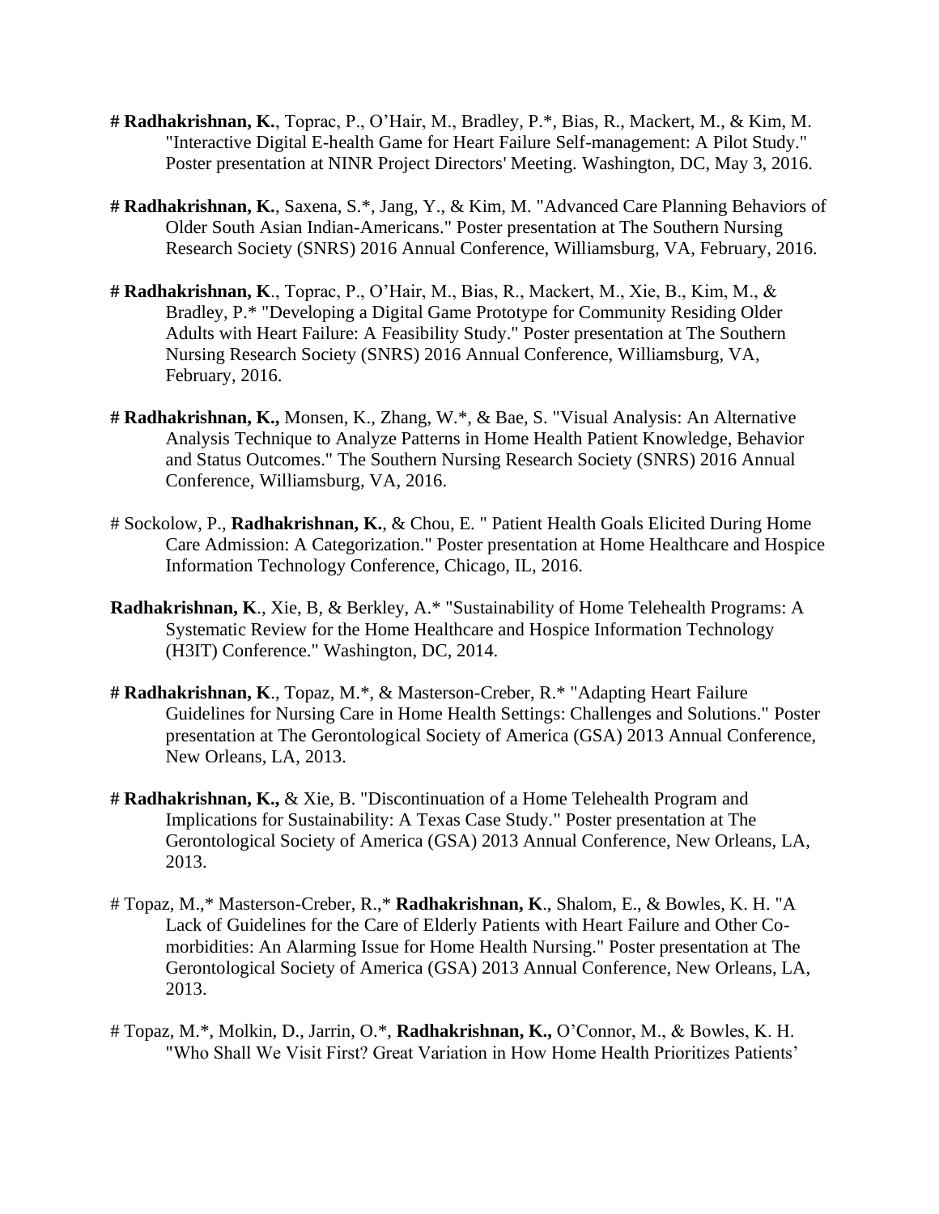# **Radhakrishnan, K.**, Toprac, P., O'Hair, M., Bradley, P.*, Bias, R., Mackert, M., & Kim, M. "Interactive Digital E-health Game for Heart Failure Self-management: A Pilot Study." Poster presentation at NINR Project Directors' Meeting. Washington, DC, May 3, 2016.

# **Radhakrishnan, K.**, Saxena, S.*, Jang, Y., & Kim, M. "Advanced Care Planning Behaviors of Older South Asian Indian-Americans." Poster presentation at The Southern Nursing Research Society (SNRS) 2016 Annual Conference, Williamsburg, VA, February, 2016.

# **Radhakrishnan, K**., Toprac, P., O'Hair, M., Bias, R., Mackert, M., Xie, B., Kim, M., & Bradley, P.* "Developing a Digital Game Prototype for Community Residing Older Adults with Heart Failure: A Feasibility Study." Poster presentation at The Southern Nursing Research Society (SNRS) 2016 Annual Conference, Williamsburg, VA, February, 2016.

# **Radhakrishnan, K.,** Monsen, K., Zhang, W.*, & Bae, S. "Visual Analysis: An Alternative Analysis Technique to Analyze Patterns in Home Health Patient Knowledge, Behavior and Status Outcomes." The Southern Nursing Research Society (SNRS) 2016 Annual Conference, Williamsburg, VA, 2016.

# Sockolow, P., **Radhakrishnan, K.**, & Chou, E. " Patient Health Goals Elicited During Home Care Admission: A Categorization." Poster presentation at Home Healthcare and Hospice Information Technology Conference, Chicago, IL, 2016.

**Radhakrishnan, K**., Xie, B, & Berkley, A.* "Sustainability of Home Telehealth Programs: A Systematic Review for the Home Healthcare and Hospice Information Technology (H3IT) Conference." Washington, DC, 2014.

# **Radhakrishnan, K**., Topaz, M.*, & Masterson-Creber, R.* "Adapting Heart Failure Guidelines for Nursing Care in Home Health Settings: Challenges and Solutions." Poster presentation at The Gerontological Society of America (GSA) 2013 Annual Conference, New Orleans, LA, 2013.

# **Radhakrishnan, K.,** & Xie, B. "Discontinuation of a Home Telehealth Program and Implications for Sustainability: A Texas Case Study." Poster presentation at The Gerontological Society of America (GSA) 2013 Annual Conference, New Orleans, LA, 2013.

# Topaz, M.,* Masterson-Creber, R.,* **Radhakrishnan, K**., Shalom, E., & Bowles, K. H. "A Lack of Guidelines for the Care of Elderly Patients with Heart Failure and Other Co-morbidities: An Alarming Issue for Home Health Nursing." Poster presentation at The Gerontological Society of America (GSA) 2013 Annual Conference, New Orleans, LA, 2013.

# Topaz, M.*, Molkin, D., Jarrin, O.*, **Radhakrishnan, K.,** O'Connor, M., & Bowles, K. H. "Who Shall We Visit First? Great Variation in How Home Health Prioritizes Patients'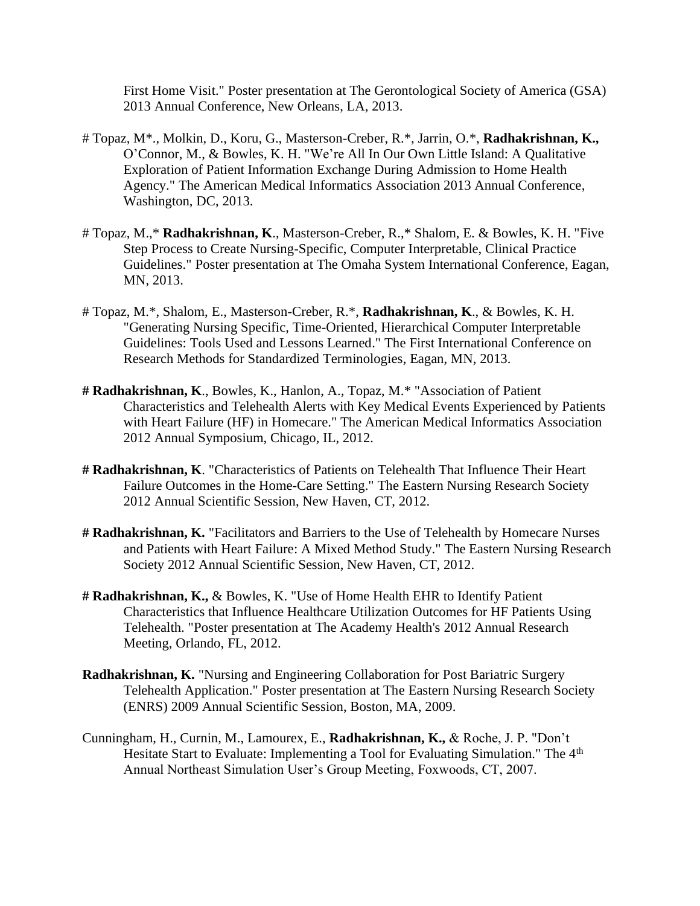First Home Visit." Poster presentation at The Gerontological Society of America (GSA) 2013 Annual Conference, New Orleans, LA, 2013.

# Topaz, M*., Molkin, D., Koru, G., Masterson-Creber, R.*, Jarrin, O.*, **Radhakrishnan, K.,** O'Connor, M., & Bowles, K. H. "We're All In Our Own Little Island: A Qualitative Exploration of Patient Information Exchange During Admission to Home Health Agency." The American Medical Informatics Association 2013 Annual Conference, Washington, DC, 2013.

# Topaz, M.,* **Radhakrishnan, K**., Masterson-Creber, R.,* Shalom, E. & Bowles, K. H. "Five Step Process to Create Nursing-Specific, Computer Interpretable, Clinical Practice Guidelines." Poster presentation at The Omaha System International Conference, Eagan, MN, 2013.

# Topaz, M.*, Shalom, E., Masterson-Creber, R.*, **Radhakrishnan, K**., & Bowles, K. H. "Generating Nursing Specific, Time-Oriented, Hierarchical Computer Interpretable Guidelines: Tools Used and Lessons Learned." The First International Conference on Research Methods for Standardized Terminologies, Eagan, MN, 2013.

**# Radhakrishnan, K**., Bowles, K., Hanlon, A., Topaz, M.* "Association of Patient Characteristics and Telehealth Alerts with Key Medical Events Experienced by Patients with Heart Failure (HF) in Homecare." The American Medical Informatics Association 2012 Annual Symposium, Chicago, IL, 2012.

**# Radhakrishnan, K**. "Characteristics of Patients on Telehealth That Influence Their Heart Failure Outcomes in the Home-Care Setting." The Eastern Nursing Research Society 2012 Annual Scientific Session, New Haven, CT, 2012.

**# Radhakrishnan, K.** "Facilitators and Barriers to the Use of Telehealth by Homecare Nurses and Patients with Heart Failure: A Mixed Method Study." The Eastern Nursing Research Society 2012 Annual Scientific Session, New Haven, CT, 2012.

**# Radhakrishnan, K.,** & Bowles, K. "Use of Home Health EHR to Identify Patient Characteristics that Influence Healthcare Utilization Outcomes for HF Patients Using Telehealth. "Poster presentation at The Academy Health's 2012 Annual Research Meeting, Orlando, FL, 2012.

**Radhakrishnan, K.** "Nursing and Engineering Collaboration for Post Bariatric Surgery Telehealth Application." Poster presentation at The Eastern Nursing Research Society (ENRS) 2009 Annual Scientific Session, Boston, MA, 2009.

Cunningham, H., Curnin, M., Lamourex, E., **Radhakrishnan, K.,** & Roche, J. P. "Don't Hesitate Start to Evaluate: Implementing a Tool for Evaluating Simulation." The 4th Annual Northeast Simulation User's Group Meeting, Foxwoods, CT, 2007.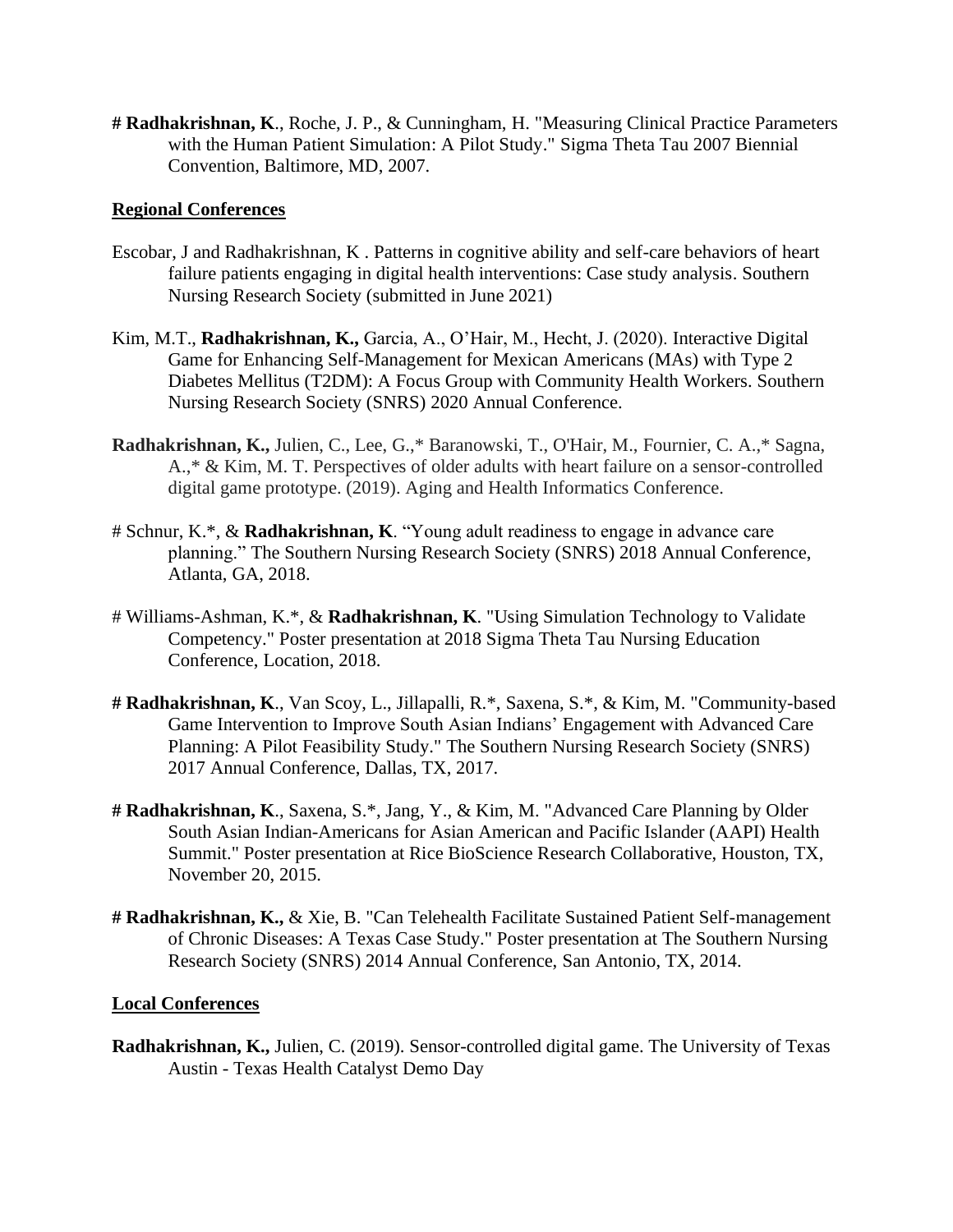**# Radhakrishnan, K**., Roche, J. P., & Cunningham, H. "Measuring Clinical Practice Parameters with the Human Patient Simulation: A Pilot Study." Sigma Theta Tau 2007 Biennial Convention, Baltimore, MD, 2007.

## Regional Conferences

Escobar, J and Radhakrishnan, K . Patterns in cognitive ability and self-care behaviors of heart failure patients engaging in digital health interventions: Case study analysis. Southern Nursing Research Society (submitted in June 2021)

Kim, M.T., **Radhakrishnan, K.,** Garcia, A., O'Hair, M., Hecht, J. (2020). Interactive Digital Game for Enhancing Self-Management for Mexican Americans (MAs) with Type 2 Diabetes Mellitus (T2DM): A Focus Group with Community Health Workers. Southern Nursing Research Society (SNRS) 2020 Annual Conference.

**Radhakrishnan, K.,** Julien, C., Lee, G.,* Baranowski, T., O'Hair, M., Fournier, C. A.,* Sagna, A.,* & Kim, M. T. Perspectives of older adults with heart failure on a sensor-controlled digital game prototype. (2019). Aging and Health Informatics Conference.

# Schnur, K.*, & **Radhakrishnan, K**. "Young adult readiness to engage in advance care planning." The Southern Nursing Research Society (SNRS) 2018 Annual Conference, Atlanta, GA, 2018.

# Williams-Ashman, K.*, & **Radhakrishnan, K**. "Using Simulation Technology to Validate Competency." Poster presentation at 2018 Sigma Theta Tau Nursing Education Conference, Location, 2018.

**# Radhakrishnan, K**., Van Scoy, L., Jillapalli, R.*, Saxena, S.*, & Kim, M. "Community-based Game Intervention to Improve South Asian Indians' Engagement with Advanced Care Planning: A Pilot Feasibility Study." The Southern Nursing Research Society (SNRS) 2017 Annual Conference, Dallas, TX, 2017.

**# Radhakrishnan, K**., Saxena, S.*, Jang, Y., & Kim, M. "Advanced Care Planning by Older South Asian Indian-Americans for Asian American and Pacific Islander (AAPI) Health Summit." Poster presentation at Rice BioScience Research Collaborative, Houston, TX, November 20, 2015.

**# Radhakrishnan, K.,** & Xie, B. "Can Telehealth Facilitate Sustained Patient Self-management of Chronic Diseases: A Texas Case Study." Poster presentation at The Southern Nursing Research Society (SNRS) 2014 Annual Conference, San Antonio, TX, 2014.

## Local Conferences

**Radhakrishnan, K.,** Julien, C. (2019). Sensor-controlled digital game. The University of Texas Austin - Texas Health Catalyst Demo Day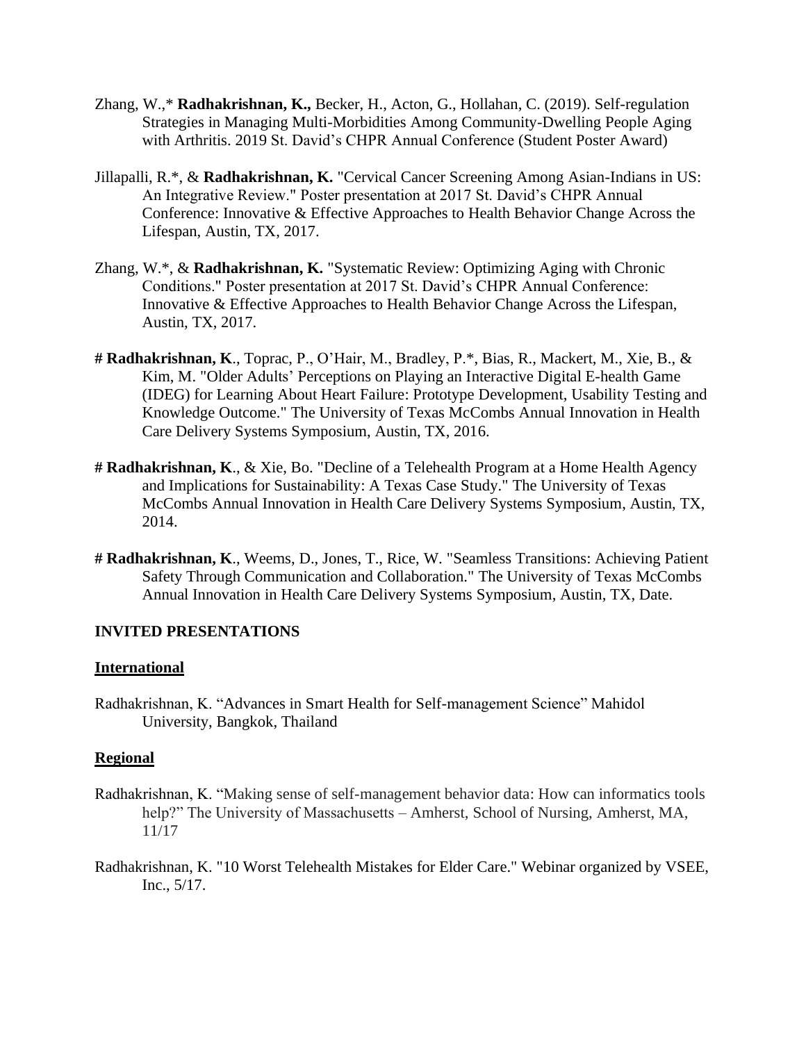Zhang, W.,* **Radhakrishnan, K.,** Becker, H., Acton, G., Hollahan, C. (2019). Self-regulation Strategies in Managing Multi-Morbidities Among Community-Dwelling People Aging with Arthritis. 2019 St. David's CHPR Annual Conference (Student Poster Award)

Jillapalli, R.*, & **Radhakrishnan, K.** "Cervical Cancer Screening Among Asian-Indians in US: An Integrative Review." Poster presentation at 2017 St. David's CHPR Annual Conference: Innovative & Effective Approaches to Health Behavior Change Across the Lifespan, Austin, TX, 2017.

Zhang, W.*, & **Radhakrishnan, K.** "Systematic Review: Optimizing Aging with Chronic Conditions." Poster presentation at 2017 St. David's CHPR Annual Conference: Innovative & Effective Approaches to Health Behavior Change Across the Lifespan, Austin, TX, 2017.

**# Radhakrishnan, K**., Toprac, P., O'Hair, M., Bradley, P.*, Bias, R., Mackert, M., Xie, B., & Kim, M. "Older Adults' Perceptions on Playing an Interactive Digital E-health Game (IDEG) for Learning About Heart Failure: Prototype Development, Usability Testing and Knowledge Outcome." The University of Texas McCombs Annual Innovation in Health Care Delivery Systems Symposium, Austin, TX, 2016.

**# Radhakrishnan, K**., & Xie, Bo. "Decline of a Telehealth Program at a Home Health Agency and Implications for Sustainability: A Texas Case Study." The University of Texas McCombs Annual Innovation in Health Care Delivery Systems Symposium, Austin, TX, 2014.

**# Radhakrishnan, K**., Weems, D., Jones, T., Rice, W. "Seamless Transitions: Achieving Patient Safety Through Communication and Collaboration." The University of Texas McCombs Annual Innovation in Health Care Delivery Systems Symposium, Austin, TX, Date.

## INVITED PRESENTATIONS

### International

Radhakrishnan, K. "Advances in Smart Health for Self-management Science" Mahidol University, Bangkok, Thailand

### Regional

Radhakrishnan, K. "Making sense of self-management behavior data: How can informatics tools help?" The University of Massachusetts – Amherst, School of Nursing, Amherst, MA, 11/17

Radhakrishnan, K. "10 Worst Telehealth Mistakes for Elder Care." Webinar organized by VSEE, Inc., 5/17.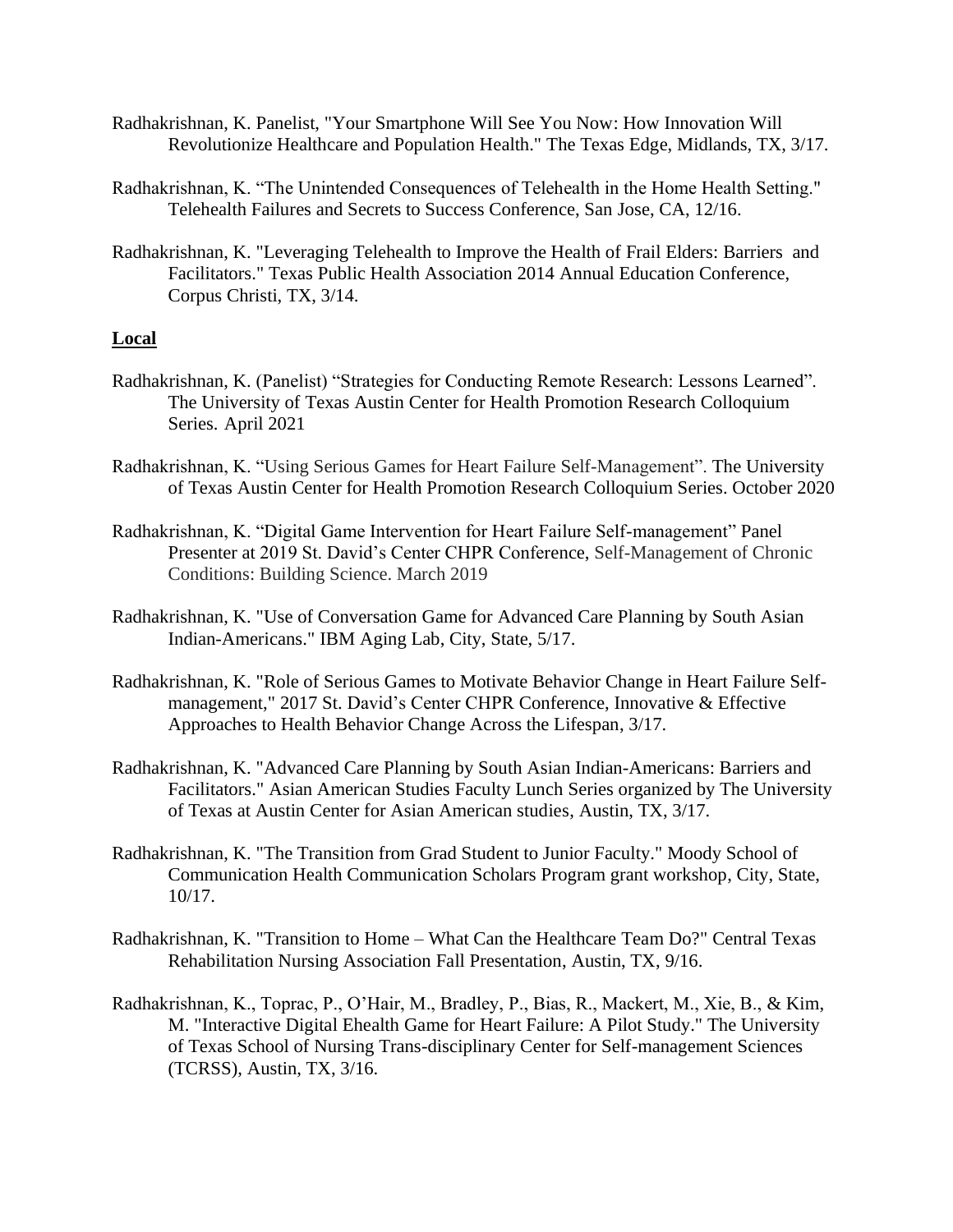Radhakrishnan, K. Panelist, "Your Smartphone Will See You Now: How Innovation Will Revolutionize Healthcare and Population Health." The Texas Edge, Midlands, TX, 3/17.

Radhakrishnan, K. "The Unintended Consequences of Telehealth in the Home Health Setting." Telehealth Failures and Secrets to Success Conference, San Jose, CA, 12/16.

Radhakrishnan, K. "Leveraging Telehealth to Improve the Health of Frail Elders: Barriers and Facilitators." Texas Public Health Association 2014 Annual Education Conference, Corpus Christi, TX, 3/14.

**Local**

Radhakrishnan, K. (Panelist) "Strategies for Conducting Remote Research: Lessons Learned". The University of Texas Austin Center for Health Promotion Research Colloquium Series. April 2021

Radhakrishnan, K. "Using Serious Games for Heart Failure Self-Management". The University of Texas Austin Center for Health Promotion Research Colloquium Series. October 2020

Radhakrishnan, K. "Digital Game Intervention for Heart Failure Self-management" Panel Presenter at 2019 St. David's Center CHPR Conference, Self-Management of Chronic Conditions: Building Science. March 2019

Radhakrishnan, K. "Use of Conversation Game for Advanced Care Planning by South Asian Indian-Americans." IBM Aging Lab, City, State, 5/17.

Radhakrishnan, K. "Role of Serious Games to Motivate Behavior Change in Heart Failure Self-management," 2017 St. David's Center CHPR Conference, Innovative & Effective Approaches to Health Behavior Change Across the Lifespan, 3/17.

Radhakrishnan, K. "Advanced Care Planning by South Asian Indian-Americans: Barriers and Facilitators." Asian American Studies Faculty Lunch Series organized by The University of Texas at Austin Center for Asian American studies, Austin, TX, 3/17.

Radhakrishnan, K. "The Transition from Grad Student to Junior Faculty." Moody School of Communication Health Communication Scholars Program grant workshop, City, State, 10/17.

Radhakrishnan, K. "Transition to Home – What Can the Healthcare Team Do?" Central Texas Rehabilitation Nursing Association Fall Presentation, Austin, TX, 9/16.

Radhakrishnan, K., Toprac, P., O'Hair, M., Bradley, P., Bias, R., Mackert, M., Xie, B., & Kim, M. "Interactive Digital Ehealth Game for Heart Failure: A Pilot Study." The University of Texas School of Nursing Trans-disciplinary Center for Self-management Sciences (TCRSS), Austin, TX, 3/16.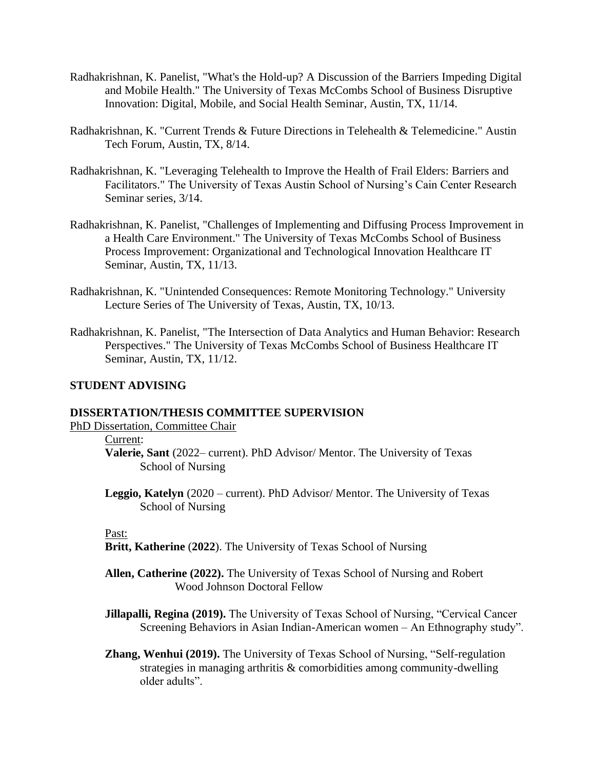Radhakrishnan, K. Panelist, "What's the Hold-up? A Discussion of the Barriers Impeding Digital and Mobile Health." The University of Texas McCombs School of Business Disruptive Innovation: Digital, Mobile, and Social Health Seminar, Austin, TX, 11/14.

Radhakrishnan, K. "Current Trends & Future Directions in Telehealth & Telemedicine." Austin Tech Forum, Austin, TX, 8/14.

Radhakrishnan, K. "Leveraging Telehealth to Improve the Health of Frail Elders: Barriers and Facilitators." The University of Texas Austin School of Nursing's Cain Center Research Seminar series, 3/14.

Radhakrishnan, K. Panelist, "Challenges of Implementing and Diffusing Process Improvement in a Health Care Environment." The University of Texas McCombs School of Business Process Improvement: Organizational and Technological Innovation Healthcare IT Seminar, Austin, TX, 11/13.

Radhakrishnan, K. "Unintended Consequences: Remote Monitoring Technology." University Lecture Series of The University of Texas, Austin, TX, 10/13.

Radhakrishnan, K. Panelist, "The Intersection of Data Analytics and Human Behavior: Research Perspectives." The University of Texas McCombs School of Business Healthcare IT Seminar, Austin, TX, 11/12.

## STUDENT ADVISING

### DISSERTATION/THESIS COMMITTEE SUPERVISION

PhD Dissertation, Committee Chair

Current:

**Valerie, Sant** (2022– current). PhD Advisor/ Mentor. The University of Texas School of Nursing

**Leggio, Katelyn** (2020 – current). PhD Advisor/ Mentor. The University of Texas School of Nursing

Past:

**Britt, Katherine** (**2022**). The University of Texas School of Nursing

**Allen, Catherine (2022).** The University of Texas School of Nursing and Robert Wood Johnson Doctoral Fellow

**Jillapalli, Regina (2019).** The University of Texas School of Nursing, "Cervical Cancer Screening Behaviors in Asian Indian-American women – An Ethnography study".

**Zhang, Wenhui (2019).** The University of Texas School of Nursing, "Self-regulation strategies in managing arthritis & comorbidities among community-dwelling older adults".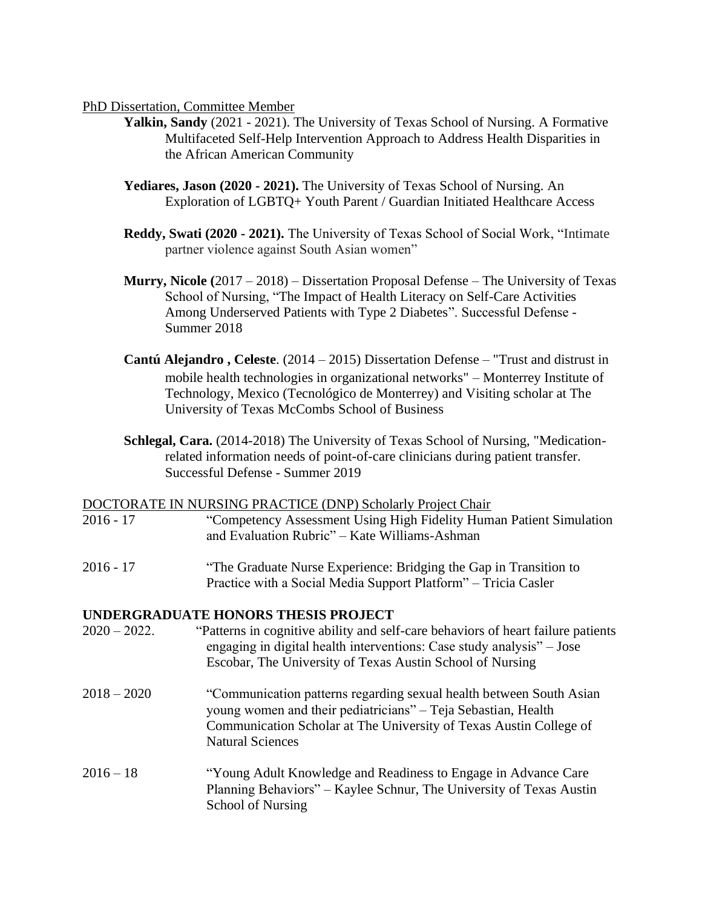PhD Dissertation, Committee Member

**Yalkin, Sandy** (2021 - 2021). The University of Texas School of Nursing. A Formative Multifaceted Self-Help Intervention Approach to Address Health Disparities in the African American Community

**Yediares, Jason (2020 - 2021).** The University of Texas School of Nursing. An Exploration of LGBTQ+ Youth Parent / Guardian Initiated Healthcare Access

**Reddy, Swati (2020 - 2021).** The University of Texas School of Social Work, "Intimate partner violence against South Asian women"

**Murry, Nicole (**2017 – 2018) – Dissertation Proposal Defense – The University of Texas School of Nursing, "The Impact of Health Literacy on Self-Care Activities Among Underserved Patients with Type 2 Diabetes". Successful Defense - Summer 2018

**Cantú Alejandro , Celeste**. (2014 – 2015) Dissertation Defense – "Trust and distrust in mobile health technologies in organizational networks" – Monterrey Institute of Technology, Mexico (Tecnológico de Monterrey) and Visiting scholar at The University of Texas McCombs School of Business

**Schlegal, Cara.** (2014-2018) The University of Texas School of Nursing, "Medication-related information needs of point-of-care clinicians during patient transfer. Successful Defense - Summer 2019

DOCTORATE IN NURSING PRACTICE (DNP) Scholarly Project Chair

2016 - 17 "Competency Assessment Using High Fidelity Human Patient Simulation and Evaluation Rubric" – Kate Williams-Ashman

2016 - 17 "The Graduate Nurse Experience: Bridging the Gap in Transition to Practice with a Social Media Support Platform" – Tricia Casler

**UNDERGRADUATE HONORS THESIS PROJECT**

2020 – 2022. "Patterns in cognitive ability and self-care behaviors of heart failure patients engaging in digital health interventions: Case study analysis" – Jose Escobar, The University of Texas Austin School of Nursing

2018 – 2020 "Communication patterns regarding sexual health between South Asian young women and their pediatricians" – Teja Sebastian, Health Communication Scholar at The University of Texas Austin College of Natural Sciences

2016 – 18 "Young Adult Knowledge and Readiness to Engage in Advance Care Planning Behaviors" – Kaylee Schnur, The University of Texas Austin School of Nursing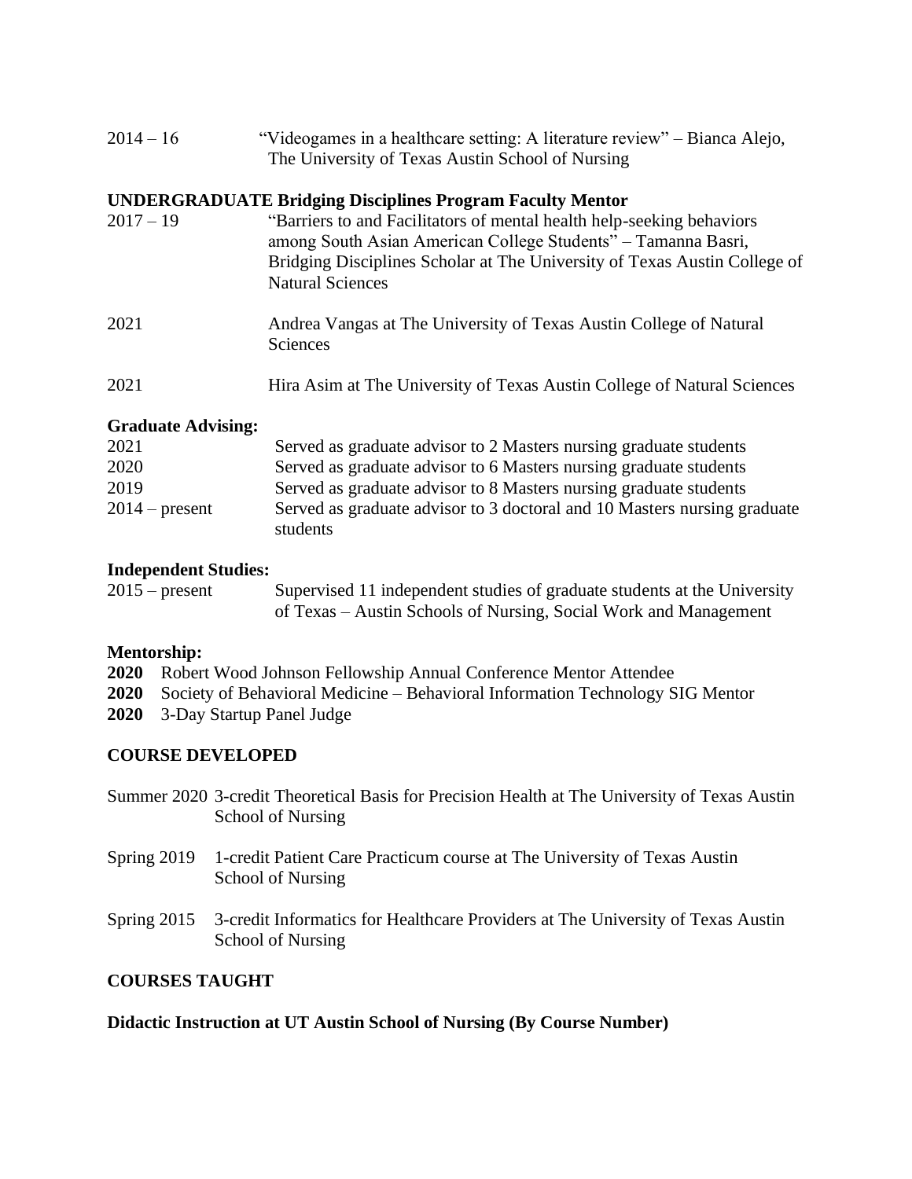2014 – 16 "Videogames in a healthcare setting: A literature review" – Bianca Alejo, The University of Texas Austin School of Nursing

**UNDERGRADUATE Bridging Disciplines Program Faculty Mentor**

2017 – 19 "Barriers to and Facilitators of mental health help-seeking behaviors among South Asian American College Students" – Tamanna Basri, Bridging Disciplines Scholar at The University of Texas Austin College of Natural Sciences

2021 Andrea Vangas at The University of Texas Austin College of Natural Sciences

2021 Hira Asim at The University of Texas Austin College of Natural Sciences

**Graduate Advising:**

2021 Served as graduate advisor to 2 Masters nursing graduate students
2020 Served as graduate advisor to 6 Masters nursing graduate students
2019 Served as graduate advisor to 8 Masters nursing graduate students
2014 – present Served as graduate advisor to 3 doctoral and 10 Masters nursing graduate students

**Independent Studies:**

2015 – present Supervised 11 independent studies of graduate students at the University of Texas – Austin Schools of Nursing, Social Work and Management

**Mentorship:**

**2020** Robert Wood Johnson Fellowship Annual Conference Mentor Attendee
**2020** Society of Behavioral Medicine – Behavioral Information Technology SIG Mentor
**2020** 3-Day Startup Panel Judge

**COURSE DEVELOPED**

Summer 2020 3-credit Theoretical Basis for Precision Health at The University of Texas Austin School of Nursing

Spring 2019 1-credit Patient Care Practicum course at The University of Texas Austin School of Nursing

Spring 2015 3-credit Informatics for Healthcare Providers at The University of Texas Austin School of Nursing

**COURSES TAUGHT**

**Didactic Instruction at UT Austin School of Nursing (By Course Number)**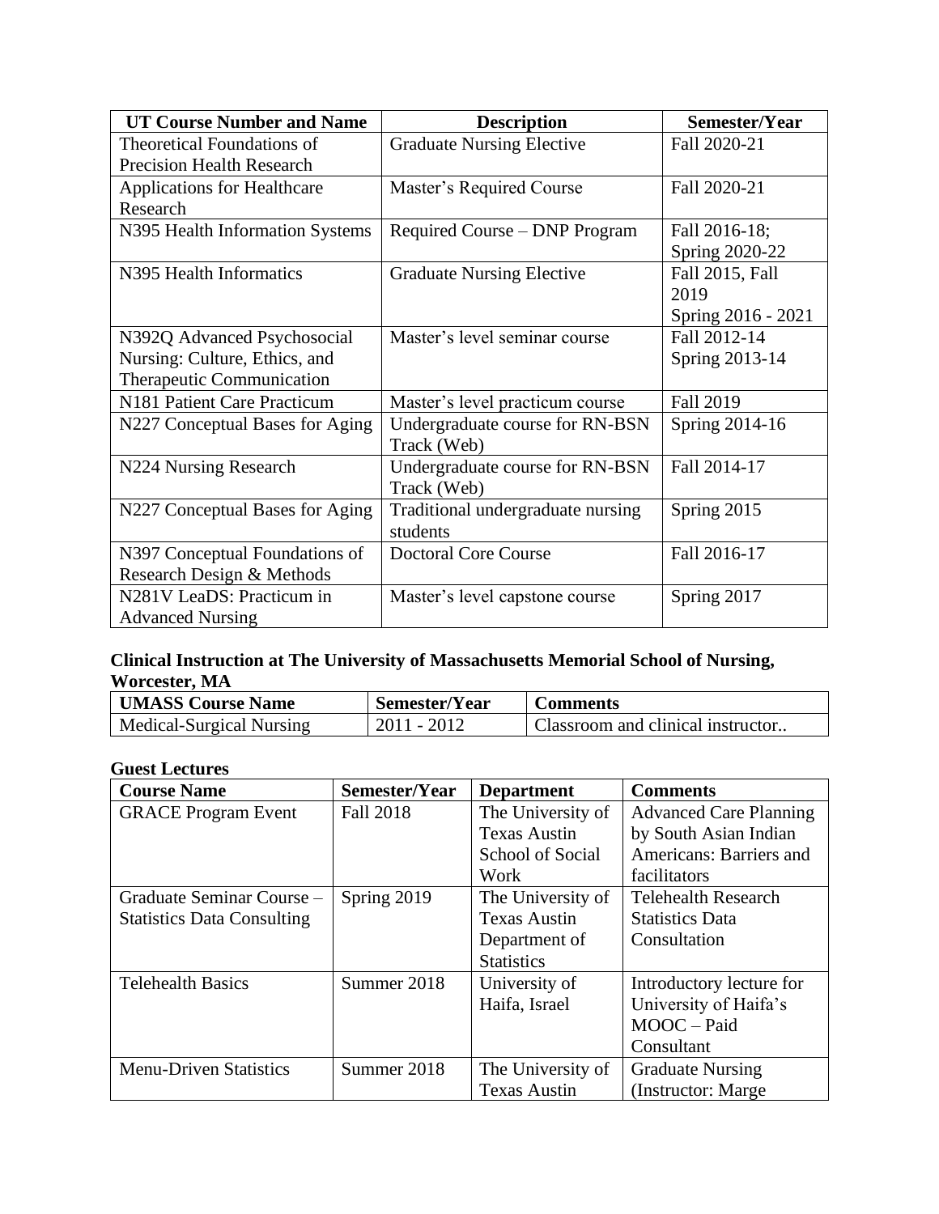| UT Course Number and Name | Description | Semester/Year |
|---|---|---|
| Theoretical Foundations of Precision Health Research | Graduate Nursing Elective | Fall 2020-21 |
| Applications for Healthcare Research | Master's Required Course | Fall 2020-21 |
| N395 Health Information Systems | Required Course – DNP Program | Fall 2016-18; Spring 2020-22 |
| N395 Health Informatics | Graduate Nursing Elective | Fall 2015, Fall 2019 Spring 2016 - 2021 |
| N392Q Advanced Psychosocial Nursing: Culture, Ethics, and Therapeutic Communication | Master's level seminar course | Fall 2012-14 Spring 2013-14 |
| N181 Patient Care Practicum | Master's level practicum course | Fall 2019 |
| N227 Conceptual Bases for Aging | Undergraduate course for RN-BSN Track (Web) | Spring 2014-16 |
| N224 Nursing Research | Undergraduate course for RN-BSN Track (Web) | Fall 2014-17 |
| N227 Conceptual Bases for Aging | Traditional undergraduate nursing students | Spring 2015 |
| N397 Conceptual Foundations of Research Design & Methods | Doctoral Core Course | Fall 2016-17 |
| N281V LeaDS: Practicum in Advanced Nursing | Master's level capstone course | Spring 2017 |

**Clinical Instruction at The University of Massachusetts Memorial School of Nursing, Worcester, MA**

| UMASS Course Name | Semester/Year | Comments |
|---|---|---|
| Medical-Surgical Nursing | 2011 - 2012 | Classroom and clinical instructor.. |

**Guest Lectures**

| Course Name | Semester/Year | Department | Comments |
|---|---|---|---|
| GRACE Program Event | Fall 2018 | The University of Texas Austin School of Social Work | Advanced Care Planning by South Asian Indian Americans: Barriers and facilitators |
| Graduate Seminar Course – Statistics Data Consulting | Spring 2019 | The University of Texas Austin Department of Statistics | Telehealth Research Statistics Data Consultation |
| Telehealth Basics | Summer 2018 | University of Haifa, Israel | Introductory lecture for University of Haifa's MOOC – Paid Consultant |
| Menu-Driven Statistics | Summer 2018 | The University of Texas Austin | Graduate Nursing (Instructor: Marge |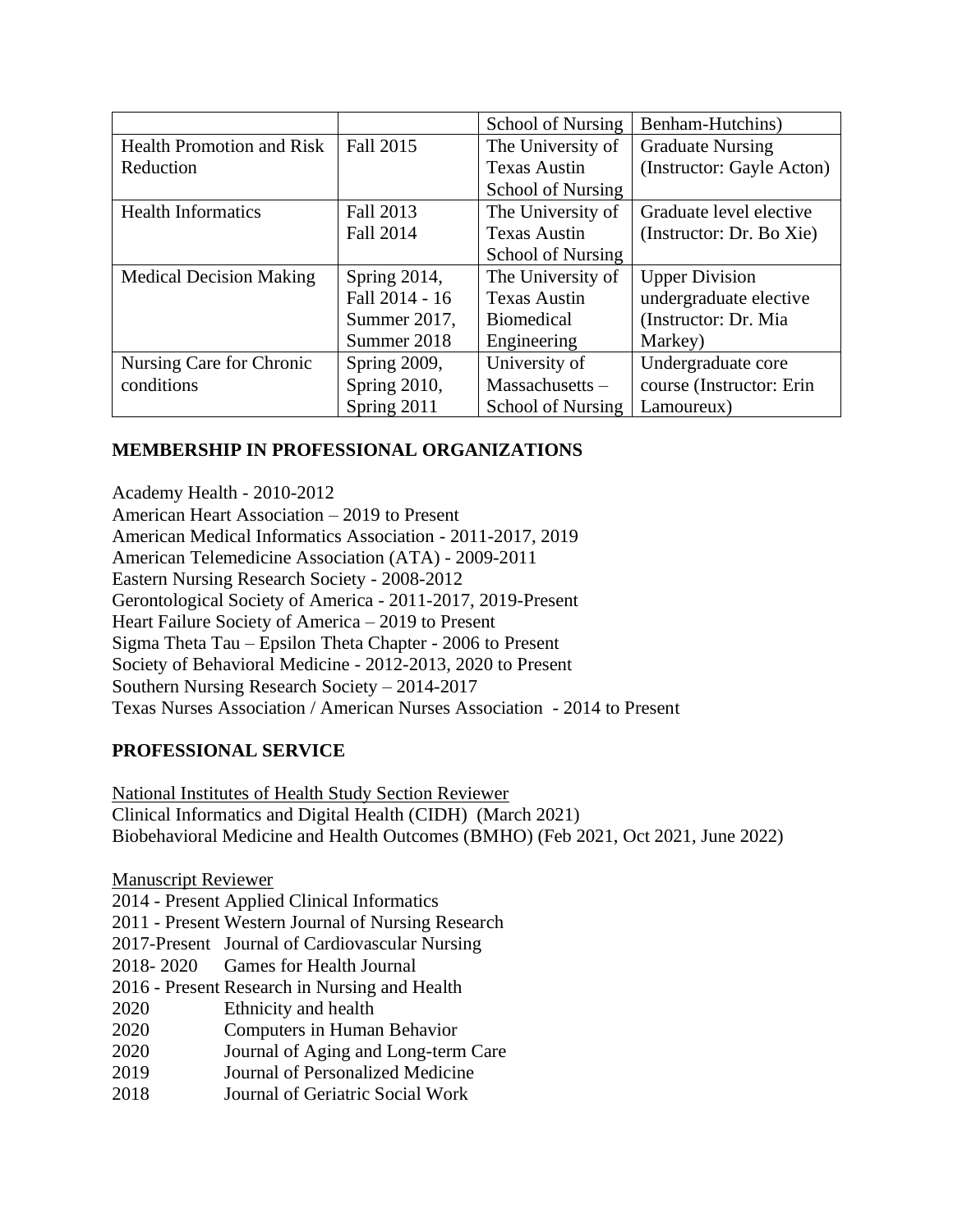| | | School of Nursing | Benham-Hutchins) |
|---|---|---|---|
| Health Promotion and Risk Reduction | Fall 2015 | The University of Texas Austin School of Nursing | Graduate Nursing (Instructor: Gayle Acton) |
| Health Informatics | Fall 2013<br>Fall 2014 | The University of Texas Austin School of Nursing | Graduate level elective (Instructor: Dr. Bo Xie) |
| Medical Decision Making | Spring 2014,<br>Fall 2014 - 16<br>Summer 2017,<br>Summer 2018 | The University of Texas Austin Biomedical Engineering | Upper Division undergraduate elective (Instructor: Dr. Mia Markey) |
| Nursing Care for Chronic conditions | Spring 2009,<br>Spring 2010,<br>Spring 2011 | University of Massachusetts – School of Nursing | Undergraduate core course (Instructor: Erin Lamoureux) |

## MEMBERSHIP IN PROFESSIONAL ORGANIZATIONS

Academy Health - 2010-2012
American Heart Association – 2019 to Present
American Medical Informatics Association - 2011-2017, 2019
American Telemedicine Association (ATA) - 2009-2011
Eastern Nursing Research Society - 2008-2012
Gerontological Society of America - 2011-2017, 2019-Present
Heart Failure Society of America – 2019 to Present
Sigma Theta Tau – Epsilon Theta Chapter - 2006 to Present
Society of Behavioral Medicine - 2012-2013, 2020 to Present
Southern Nursing Research Society – 2014-2017
Texas Nurses Association / American Nurses Association - 2014 to Present

## PROFESSIONAL SERVICE

<u>National Institutes of Health Study Section Reviewer</u>
Clinical Informatics and Digital Health (CIDH) (March 2021)
Biobehavioral Medicine and Health Outcomes (BMHO) (Feb 2021, Oct 2021, June 2022)

<u>Manuscript Reviewer</u>
2014 - Present Applied Clinical Informatics
2011 - Present Western Journal of Nursing Research
2017-Present Journal of Cardiovascular Nursing
2018- 2020 Games for Health Journal
2016 - Present Research in Nursing and Health
2020 Ethnicity and health
2020 Computers in Human Behavior
2020 Journal of Aging and Long-term Care
2019 Journal of Personalized Medicine
2018 Journal of Geriatric Social Work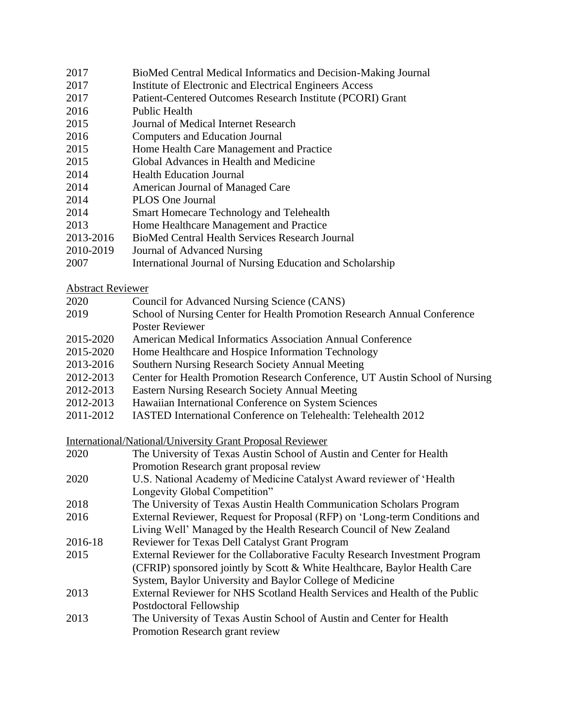2017 BioMed Central Medical Informatics and Decision-Making Journal
2017 Institute of Electronic and Electrical Engineers Access
2017 Patient-Centered Outcomes Research Institute (PCORI) Grant
2016 Public Health
2015 Journal of Medical Internet Research
2016 Computers and Education Journal
2015 Home Health Care Management and Practice
2015 Global Advances in Health and Medicine
2014 Health Education Journal
2014 American Journal of Managed Care
2014 PLOS One Journal
2014 Smart Homecare Technology and Telehealth
2013 Home Healthcare Management and Practice
2013-2016 BioMed Central Health Services Research Journal
2010-2019 Journal of Advanced Nursing
2007 International Journal of Nursing Education and Scholarship

<u>Abstract Reviewer</u>

2020 Council for Advanced Nursing Science (CANS)
2019 School of Nursing Center for Health Promotion Research Annual Conference Poster Reviewer
2015-2020 American Medical Informatics Association Annual Conference
2015-2020 Home Healthcare and Hospice Information Technology
2013-2016 Southern Nursing Research Society Annual Meeting
2012-2013 Center for Health Promotion Research Conference, UT Austin School of Nursing
2012-2013 Eastern Nursing Research Society Annual Meeting
2012-2013 Hawaiian International Conference on System Sciences
2011-2012 IASTED International Conference on Telehealth: Telehealth 2012

<u>International/National/University Grant Proposal Reviewer</u>

2020 The University of Texas Austin School of Austin and Center for Health Promotion Research grant proposal review
2020 U.S. National Academy of Medicine Catalyst Award reviewer of 'Health Longevity Global Competition"
2018 The University of Texas Austin Health Communication Scholars Program
2016 External Reviewer, Request for Proposal (RFP) on 'Long-term Conditions and Living Well' Managed by the Health Research Council of New Zealand
2016-18 Reviewer for Texas Dell Catalyst Grant Program
2015 External Reviewer for the Collaborative Faculty Research Investment Program (CFRIP) sponsored jointly by Scott & White Healthcare, Baylor Health Care System, Baylor University and Baylor College of Medicine
2013 External Reviewer for NHS Scotland Health Services and Health of the Public Postdoctoral Fellowship
2013 The University of Texas Austin School of Austin and Center for Health Promotion Research grant review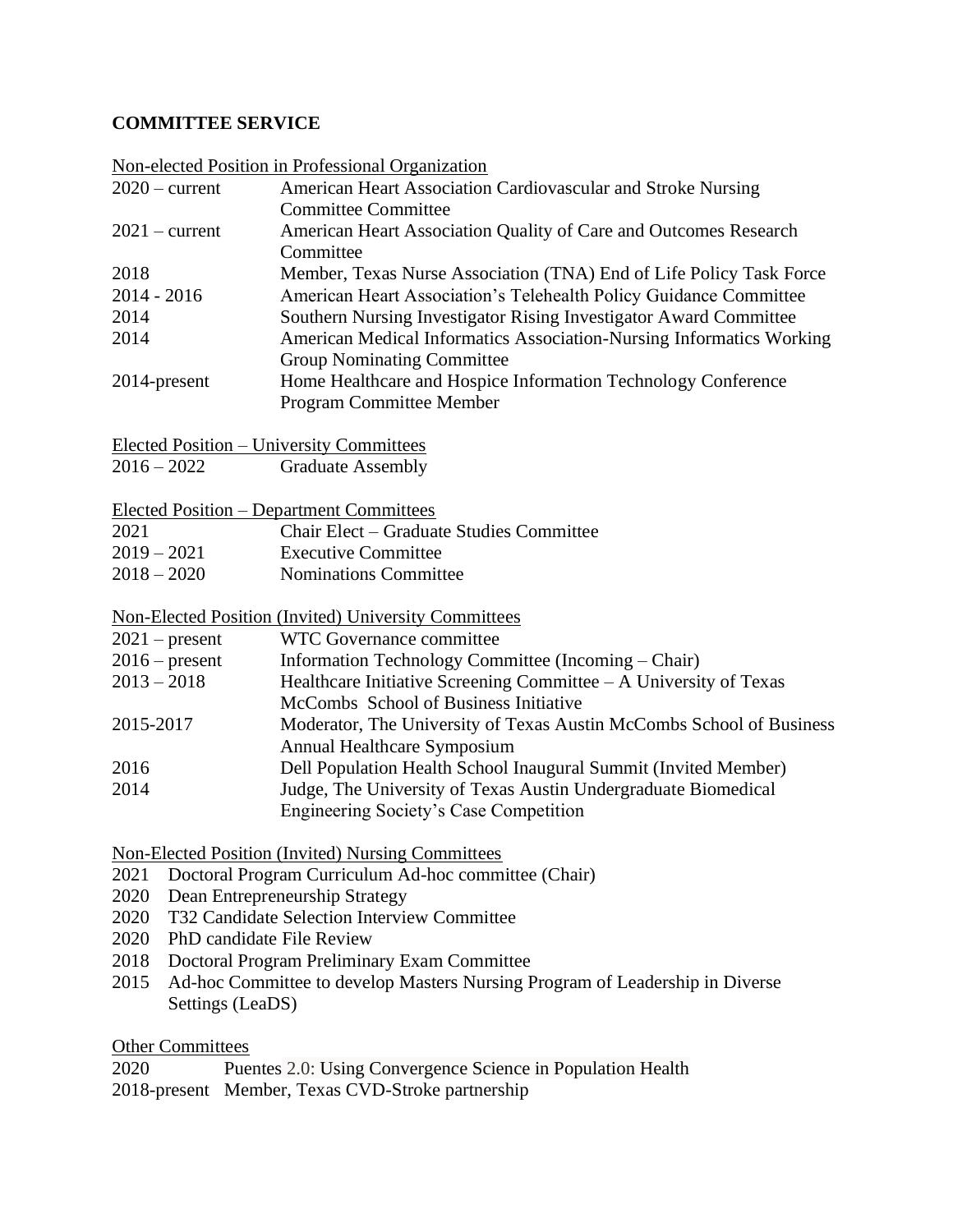**COMMITTEE SERVICE**

Non-elected Position in Professional Organization

| | |
|---|---|
| 2020 – current | American Heart Association Cardiovascular and Stroke Nursing Committee Committee |
| 2021 – current | American Heart Association Quality of Care and Outcomes Research Committee |
| 2018 | Member, Texas Nurse Association (TNA) End of Life Policy Task Force |
| 2014 - 2016 | American Heart Association's Telehealth Policy Guidance Committee |
| 2014 | Southern Nursing Investigator Rising Investigator Award Committee |
| 2014 | American Medical Informatics Association-Nursing Informatics Working Group Nominating Committee |
| 2014-present | Home Healthcare and Hospice Information Technology Conference Program Committee Member |

Elected Position – University Committees

| | |
|---|---|
| 2016 – 2022 | Graduate Assembly |

Elected Position – Department Committees

| | |
|---|---|
| 2021 | Chair Elect – Graduate Studies Committee |
| 2019 – 2021 | Executive Committee |
| 2018 – 2020 | Nominations Committee |

Non-Elected Position (Invited) University Committees

| | |
|---|---|
| 2021 – present | WTC Governance committee |
| 2016 – present | Information Technology Committee (Incoming – Chair) |
| 2013 – 2018 | Healthcare Initiative Screening Committee – A University of Texas McCombs School of Business Initiative |
| 2015-2017 | Moderator, The University of Texas Austin McCombs School of Business Annual Healthcare Symposium |
| 2016 | Dell Population Health School Inaugural Summit (Invited Member) |
| 2014 | Judge, The University of Texas Austin Undergraduate Biomedical Engineering Society's Case Competition |

Non-Elected Position (Invited) Nursing Committees

- 2021 Doctoral Program Curriculum Ad-hoc committee (Chair)
- 2020 Dean Entrepreneurship Strategy
- 2020 T32 Candidate Selection Interview Committee
- 2020 PhD candidate File Review
- 2018 Doctoral Program Preliminary Exam Committee
- 2015 Ad-hoc Committee to develop Masters Nursing Program of Leadership in Diverse Settings (LeaDS)

Other Committees

| | |
|---|---|
| 2020 | Puentes 2.0: Using Convergence Science in Population Health |
| 2018-present | Member, Texas CVD-Stroke partnership |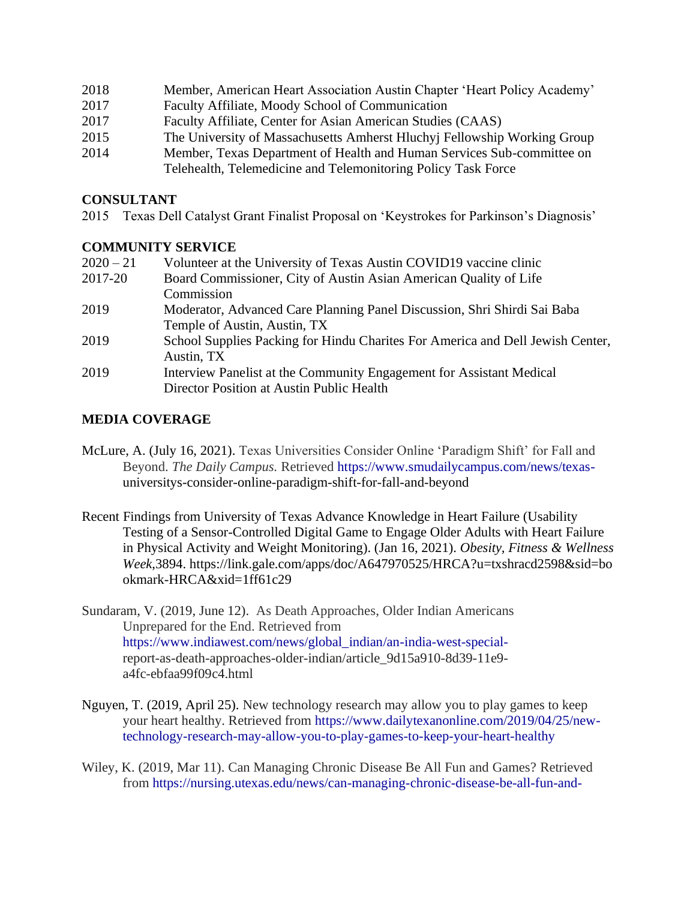2018 Member, American Heart Association Austin Chapter 'Heart Policy Academy'
2017 Faculty Affiliate, Moody School of Communication
2017 Faculty Affiliate, Center for Asian American Studies (CAAS)
2015 The University of Massachusetts Amherst Hluchyj Fellowship Working Group
2014 Member, Texas Department of Health and Human Services Sub-committee on Telehealth, Telemedicine and Telemonitoring Policy Task Force

## CONSULTANT

2015 Texas Dell Catalyst Grant Finalist Proposal on 'Keystrokes for Parkinson's Diagnosis'

## COMMUNITY SERVICE

2020 – 21 Volunteer at the University of Texas Austin COVID19 vaccine clinic
2017-20 Board Commissioner, City of Austin Asian American Quality of Life Commission
2019 Moderator, Advanced Care Planning Panel Discussion, Shri Shirdi Sai Baba Temple of Austin, Austin, TX
2019 School Supplies Packing for Hindu Charites For America and Dell Jewish Center, Austin, TX
2019 Interview Panelist at the Community Engagement for Assistant Medical Director Position at Austin Public Health

## MEDIA COVERAGE

McLure, A. (July 16, 2021). Texas Universities Consider Online 'Paradigm Shift' for Fall and Beyond. *The Daily Campus.* Retrieved https://www.smudailycampus.com/news/texas-universitys-consider-online-paradigm-shift-for-fall-and-beyond

Recent Findings from University of Texas Advance Knowledge in Heart Failure (Usability Testing of a Sensor-Controlled Digital Game to Engage Older Adults with Heart Failure in Physical Activity and Weight Monitoring). (Jan 16, 2021). *Obesity, Fitness & Wellness Week*,3894. https://link.gale.com/apps/doc/A647970525/HRCA?u=txshracd2598&sid=bookmark-HRCA&xid=1ff61c29

Sundaram, V. (2019, June 12). As Death Approaches, Older Indian Americans Unprepared for the End. Retrieved from https://www.indiawest.com/news/global_indian/an-india-west-special-report-as-death-approaches-older-indian/article_9d15a910-8d39-11e9-a4fc-ebfaa99f09c4.html

Nguyen, T. (2019, April 25). New technology research may allow you to play games to keep your heart healthy. Retrieved from https://www.dailytexanonline.com/2019/04/25/new-technology-research-may-allow-you-to-play-games-to-keep-your-heart-healthy

Wiley, K. (2019, Mar 11). Can Managing Chronic Disease Be All Fun and Games? Retrieved from https://nursing.utexas.edu/news/can-managing-chronic-disease-be-all-fun-and-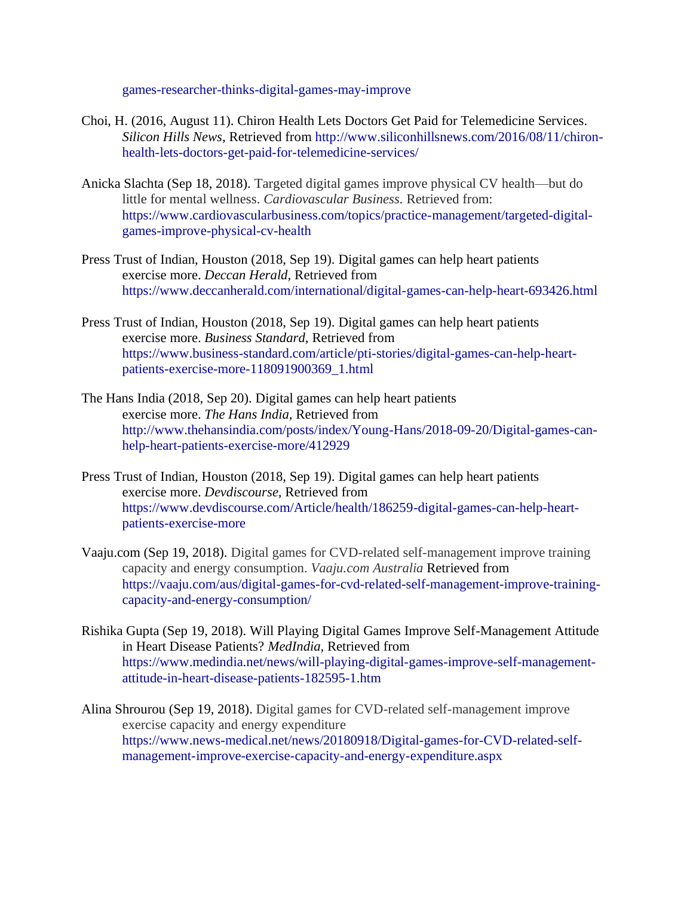games-researcher-thinks-digital-games-may-improve

Choi, H. (2016, August 11). Chiron Health Lets Doctors Get Paid for Telemedicine Services. *Silicon Hills News*, Retrieved from http://www.siliconhillsnews.com/2016/08/11/chiron-health-lets-doctors-get-paid-for-telemedicine-services/

Anicka Slachta (Sep 18, 2018). Targeted digital games improve physical CV health—but do little for mental wellness. *Cardiovascular Business.* Retrieved from: https://www.cardiovascularbusiness.com/topics/practice-management/targeted-digital-games-improve-physical-cv-health

Press Trust of Indian, Houston (2018, Sep 19). Digital games can help heart patients exercise more. *Deccan Herald*, Retrieved from https://www.deccanherald.com/international/digital-games-can-help-heart-693426.html

Press Trust of Indian, Houston (2018, Sep 19). Digital games can help heart patients exercise more. *Business Standard*, Retrieved from https://www.business-standard.com/article/pti-stories/digital-games-can-help-heart-patients-exercise-more-118091900369_1.html

The Hans India (2018, Sep 20). Digital games can help heart patients exercise more. *The Hans India*, Retrieved from http://www.thehansindia.com/posts/index/Young-Hans/2018-09-20/Digital-games-can-help-heart-patients-exercise-more/412929

Press Trust of Indian, Houston (2018, Sep 19). Digital games can help heart patients exercise more. *Devdiscourse*, Retrieved from https://www.devdiscourse.com/Article/health/186259-digital-games-can-help-heart-patients-exercise-more

Vaaju.com (Sep 19, 2018). Digital games for CVD-related self-management improve training capacity and energy consumption. *Vaaju.com Australia* Retrieved from https://vaaju.com/aus/digital-games-for-cvd-related-self-management-improve-training-capacity-and-energy-consumption/

Rishika Gupta (Sep 19, 2018). Will Playing Digital Games Improve Self-Management Attitude in Heart Disease Patients? *MedIndia*, Retrieved from https://www.medindia.net/news/will-playing-digital-games-improve-self-management-attitude-in-heart-disease-patients-182595-1.htm

Alina Shrourou (Sep 19, 2018). Digital games for CVD-related self-management improve exercise capacity and energy expenditure https://www.news-medical.net/news/20180918/Digital-games-for-CVD-related-self-management-improve-exercise-capacity-and-energy-expenditure.aspx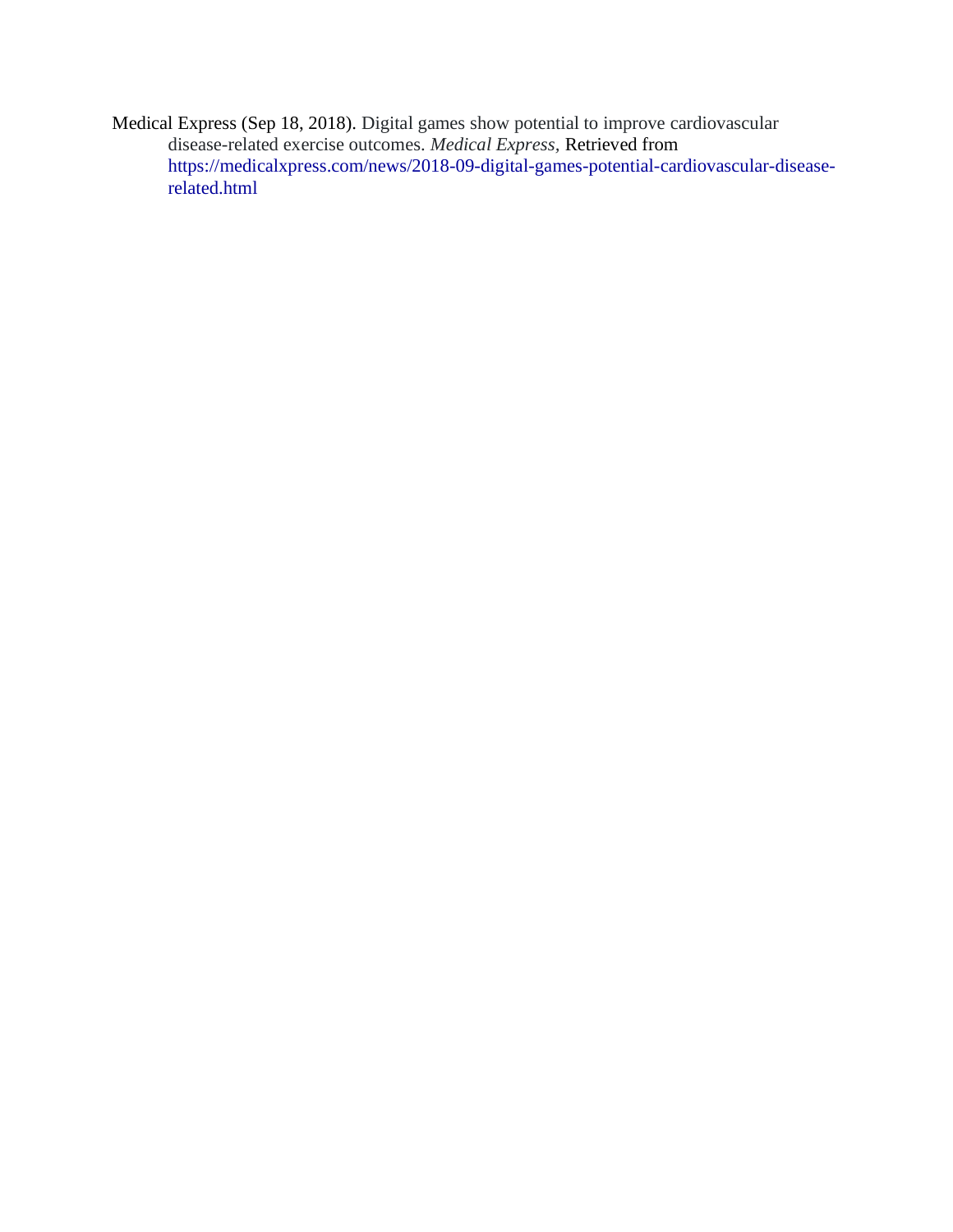Medical Express (Sep 18, 2018). Digital games show potential to improve cardiovascular disease-related exercise outcomes. *Medical Express*, Retrieved from https://medicalxpress.com/news/2018-09-digital-games-potential-cardiovascular-disease-related.html